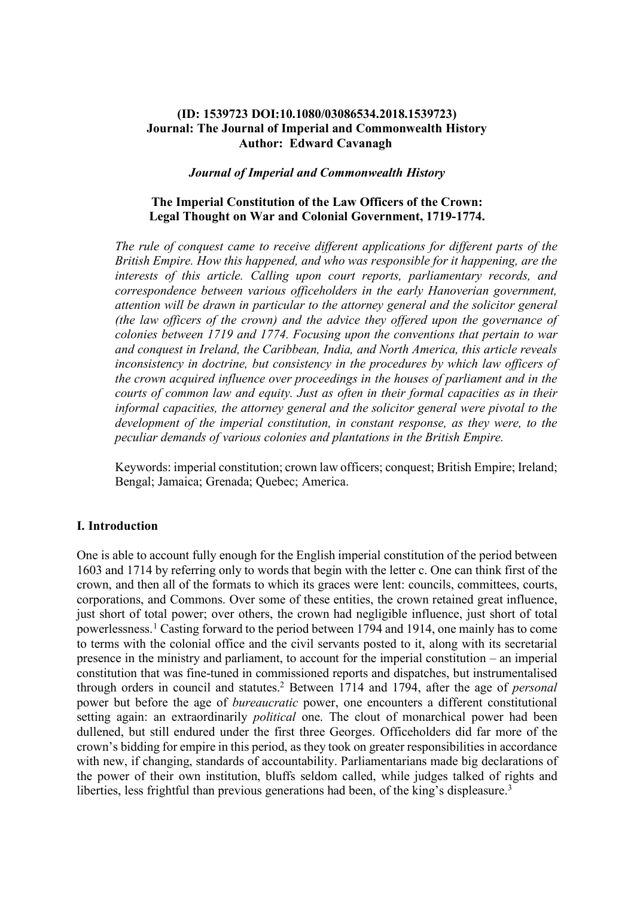**(ID: 1539723 DOI:10.1080/03086534.2018.1539723)**
**Journal: The Journal of Imperial and Commonwealth History**
**Author: Edward Cavanagh**

***Journal of Imperial and Commonwealth History***

# The Imperial Constitution of the Law Officers of the Crown: Legal Thought on War and Colonial Government, 1719-1774.

*The rule of conquest came to receive different applications for different parts of the British Empire. How this happened, and who was responsible for it happening, are the interests of this article. Calling upon court reports, parliamentary records, and correspondence between various officeholders in the early Hanoverian government, attention will be drawn in particular to the attorney general and the solicitor general (the law officers of the crown) and the advice they offered upon the governance of colonies between 1719 and 1774. Focusing upon the conventions that pertain to war and conquest in Ireland, the Caribbean, India, and North America, this article reveals inconsistency in doctrine, but consistency in the procedures by which law officers of the crown acquired influence over proceedings in the houses of parliament and in the courts of common law and equity. Just as often in their formal capacities as in their informal capacities, the attorney general and the solicitor general were pivotal to the development of the imperial constitution, in constant response, as they were, to the peculiar demands of various colonies and plantations in the British Empire.*

Keywords: imperial constitution; crown law officers; conquest; British Empire; Ireland; Bengal; Jamaica; Grenada; Quebec; America.

## I. Introduction

One is able to account fully enough for the English imperial constitution of the period between 1603 and 1714 by referring only to words that begin with the letter c. One can think first of the crown, and then all of the formats to which its graces were lent: councils, committees, courts, corporations, and Commons. Over some of these entities, the crown retained great influence, just short of total power; over others, the crown had negligible influence, just short of total powerlessness.[1] Casting forward to the period between 1794 and 1914, one mainly has to come to terms with the colonial office and the civil servants posted to it, along with its secretarial presence in the ministry and parliament, to account for the imperial constitution – an imperial constitution that was fine-tuned in commissioned reports and dispatches, but instrumentalised through orders in council and statutes.[2] Between 1714 and 1794, after the age of *personal* power but before the age of *bureaucratic* power, one encounters a different constitutional setting again: an extraordinarily *political* one. The clout of monarchical power had been dullened, but still endured under the first three Georges. Officeholders did far more of the crown's bidding for empire in this period, as they took on greater responsibilities in accordance with new, if changing, standards of accountability. Parliamentarians made big declarations of the power of their own institution, bluffs seldom called, while judges talked of rights and liberties, less frightful than previous generations had been, of the king's displeasure.[3]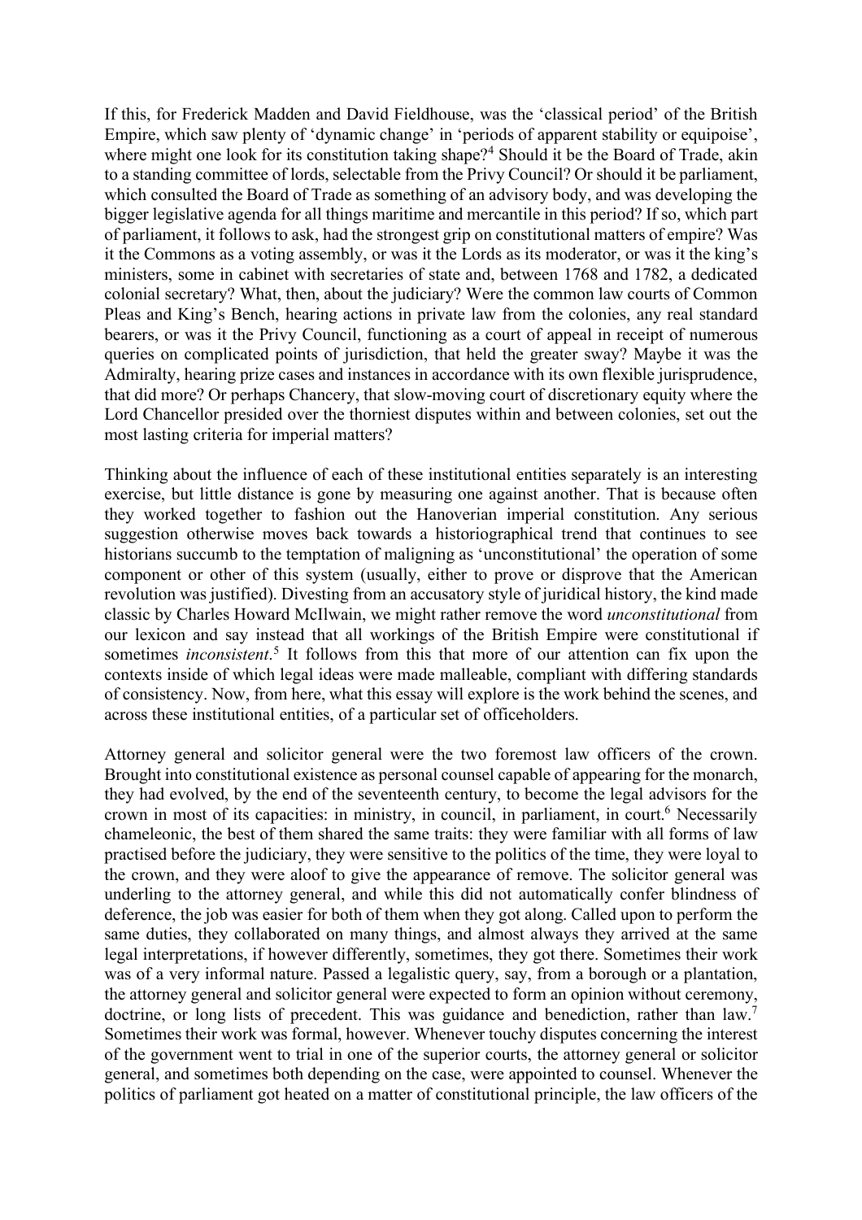If this, for Frederick Madden and David Fieldhouse, was the 'classical period' of the British Empire, which saw plenty of 'dynamic change' in 'periods of apparent stability or equipoise', where might one look for its constitution taking shape?[4] Should it be the Board of Trade, akin to a standing committee of lords, selectable from the Privy Council? Or should it be parliament, which consulted the Board of Trade as something of an advisory body, and was developing the bigger legislative agenda for all things maritime and mercantile in this period? If so, which part of parliament, it follows to ask, had the strongest grip on constitutional matters of empire? Was it the Commons as a voting assembly, or was it the Lords as its moderator, or was it the king's ministers, some in cabinet with secretaries of state and, between 1768 and 1782, a dedicated colonial secretary? What, then, about the judiciary? Were the common law courts of Common Pleas and King's Bench, hearing actions in private law from the colonies, any real standard bearers, or was it the Privy Council, functioning as a court of appeal in receipt of numerous queries on complicated points of jurisdiction, that held the greater sway? Maybe it was the Admiralty, hearing prize cases and instances in accordance with its own flexible jurisprudence, that did more? Or perhaps Chancery, that slow-moving court of discretionary equity where the Lord Chancellor presided over the thorniest disputes within and between colonies, set out the most lasting criteria for imperial matters?

Thinking about the influence of each of these institutional entities separately is an interesting exercise, but little distance is gone by measuring one against another. That is because often they worked together to fashion out the Hanoverian imperial constitution. Any serious suggestion otherwise moves back towards a historiographical trend that continues to see historians succumb to the temptation of maligning as 'unconstitutional' the operation of some component or other of this system (usually, either to prove or disprove that the American revolution was justified). Divesting from an accusatory style of juridical history, the kind made classic by Charles Howard McIlwain, we might rather remove the word *unconstitutional* from our lexicon and say instead that all workings of the British Empire were constitutional if sometimes *inconsistent*.[5] It follows from this that more of our attention can fix upon the contexts inside of which legal ideas were made malleable, compliant with differing standards of consistency. Now, from here, what this essay will explore is the work behind the scenes, and across these institutional entities, of a particular set of officeholders.

Attorney general and solicitor general were the two foremost law officers of the crown. Brought into constitutional existence as personal counsel capable of appearing for the monarch, they had evolved, by the end of the seventeenth century, to become the legal advisors for the crown in most of its capacities: in ministry, in council, in parliament, in court.[6] Necessarily chameleonic, the best of them shared the same traits: they were familiar with all forms of law practised before the judiciary, they were sensitive to the politics of the time, they were loyal to the crown, and they were aloof to give the appearance of remove. The solicitor general was underling to the attorney general, and while this did not automatically confer blindness of deference, the job was easier for both of them when they got along. Called upon to perform the same duties, they collaborated on many things, and almost always they arrived at the same legal interpretations, if however differently, sometimes, they got there. Sometimes their work was of a very informal nature. Passed a legalistic query, say, from a borough or a plantation, the attorney general and solicitor general were expected to form an opinion without ceremony, doctrine, or long lists of precedent. This was guidance and benediction, rather than law.[7] Sometimes their work was formal, however. Whenever touchy disputes concerning the interest of the government went to trial in one of the superior courts, the attorney general or solicitor general, and sometimes both depending on the case, were appointed to counsel. Whenever the politics of parliament got heated on a matter of constitutional principle, the law officers of the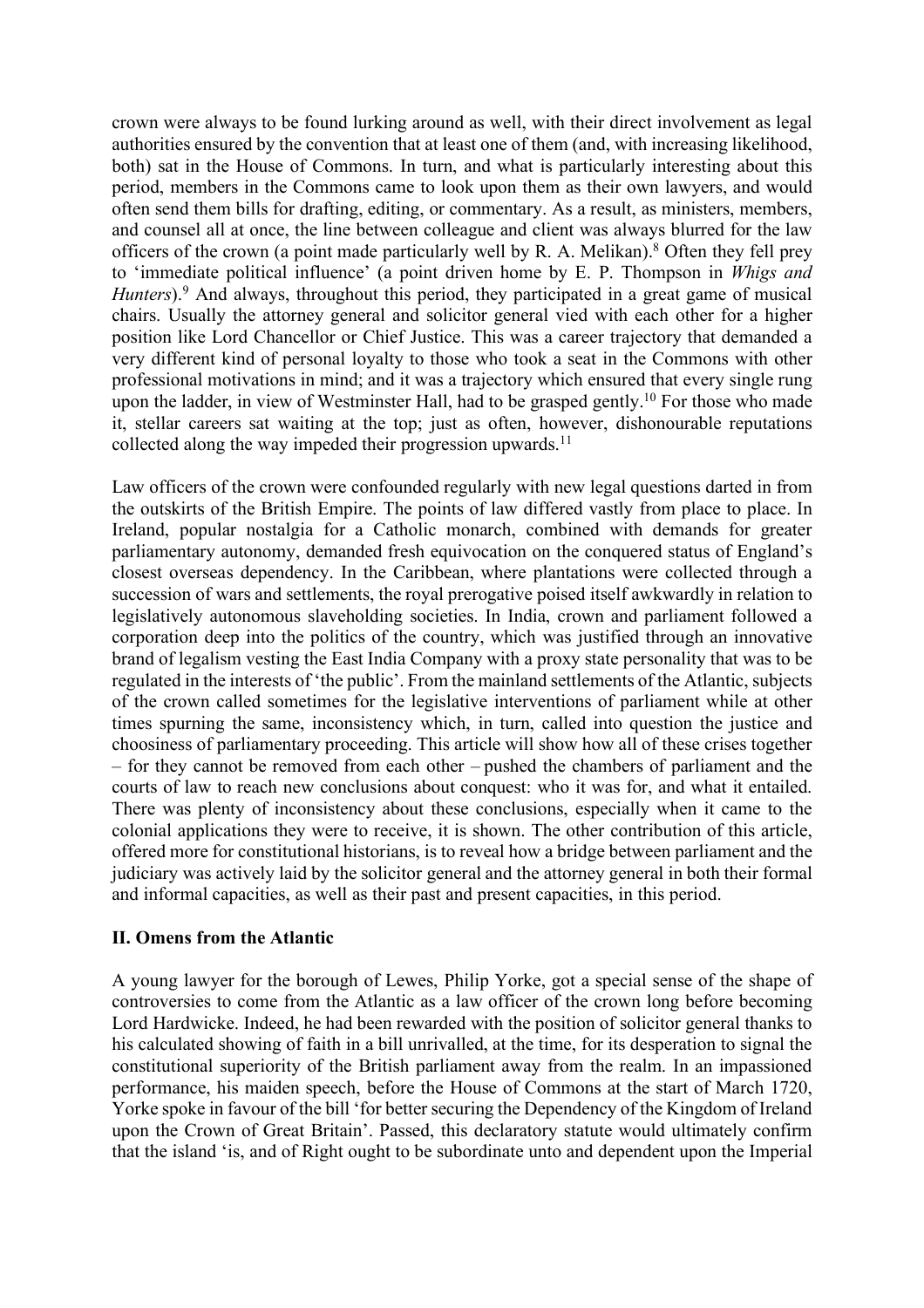crown were always to be found lurking around as well, with their direct involvement as legal authorities ensured by the convention that at least one of them (and, with increasing likelihood, both) sat in the House of Commons. In turn, and what is particularly interesting about this period, members in the Commons came to look upon them as their own lawyers, and would often send them bills for drafting, editing, or commentary. As a result, as ministers, members, and counsel all at once, the line between colleague and client was always blurred for the law officers of the crown (a point made particularly well by R. A. Melikan).[8] Often they fell prey to 'immediate political influence' (a point driven home by E. P. Thompson in *Whigs and Hunters*).[9] And always, throughout this period, they participated in a great game of musical chairs. Usually the attorney general and solicitor general vied with each other for a higher position like Lord Chancellor or Chief Justice. This was a career trajectory that demanded a very different kind of personal loyalty to those who took a seat in the Commons with other professional motivations in mind; and it was a trajectory which ensured that every single rung upon the ladder, in view of Westminster Hall, had to be grasped gently.[10] For those who made it, stellar careers sat waiting at the top; just as often, however, dishonourable reputations collected along the way impeded their progression upwards.[11]

Law officers of the crown were confounded regularly with new legal questions darted in from the outskirts of the British Empire. The points of law differed vastly from place to place. In Ireland, popular nostalgia for a Catholic monarch, combined with demands for greater parliamentary autonomy, demanded fresh equivocation on the conquered status of England's closest overseas dependency. In the Caribbean, where plantations were collected through a succession of wars and settlements, the royal prerogative poised itself awkwardly in relation to legislatively autonomous slaveholding societies. In India, crown and parliament followed a corporation deep into the politics of the country, which was justified through an innovative brand of legalism vesting the East India Company with a proxy state personality that was to be regulated in the interests of 'the public'. From the mainland settlements of the Atlantic, subjects of the crown called sometimes for the legislative interventions of parliament while at other times spurning the same, inconsistency which, in turn, called into question the justice and choosiness of parliamentary proceeding. This article will show how all of these crises together – for they cannot be removed from each other – pushed the chambers of parliament and the courts of law to reach new conclusions about conquest: who it was for, and what it entailed. There was plenty of inconsistency about these conclusions, especially when it came to the colonial applications they were to receive, it is shown. The other contribution of this article, offered more for constitutional historians, is to reveal how a bridge between parliament and the judiciary was actively laid by the solicitor general and the attorney general in both their formal and informal capacities, as well as their past and present capacities, in this period.

## II. Omens from the Atlantic

A young lawyer for the borough of Lewes, Philip Yorke, got a special sense of the shape of controversies to come from the Atlantic as a law officer of the crown long before becoming Lord Hardwicke. Indeed, he had been rewarded with the position of solicitor general thanks to his calculated showing of faith in a bill unrivalled, at the time, for its desperation to signal the constitutional superiority of the British parliament away from the realm. In an impassioned performance, his maiden speech, before the House of Commons at the start of March 1720, Yorke spoke in favour of the bill 'for better securing the Dependency of the Kingdom of Ireland upon the Crown of Great Britain'. Passed, this declaratory statute would ultimately confirm that the island 'is, and of Right ought to be subordinate unto and dependent upon the Imperial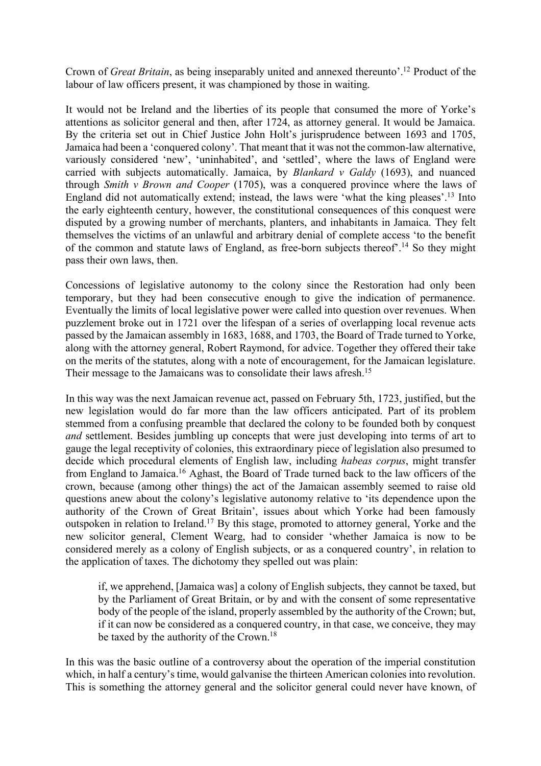Crown of *Great Britain*, as being inseparably united and annexed thereunto'.[12] Product of the labour of law officers present, it was championed by those in waiting.

It would not be Ireland and the liberties of its people that consumed the more of Yorke's attentions as solicitor general and then, after 1724, as attorney general. It would be Jamaica. By the criteria set out in Chief Justice John Holt's jurisprudence between 1693 and 1705, Jamaica had been a 'conquered colony'. That meant that it was not the common-law alternative, variously considered 'new', 'uninhabited', and 'settled', where the laws of England were carried with subjects automatically. Jamaica, by *Blankard v Galdy* (1693), and nuanced through *Smith v Brown and Cooper* (1705), was a conquered province where the laws of England did not automatically extend; instead, the laws were 'what the king pleases'.[13] Into the early eighteenth century, however, the constitutional consequences of this conquest were disputed by a growing number of merchants, planters, and inhabitants in Jamaica. They felt themselves the victims of an unlawful and arbitrary denial of complete access 'to the benefit of the common and statute laws of England, as free-born subjects thereof'.[14] So they might pass their own laws, then.

Concessions of legislative autonomy to the colony since the Restoration had only been temporary, but they had been consecutive enough to give the indication of permanence. Eventually the limits of local legislative power were called into question over revenues. When puzzlement broke out in 1721 over the lifespan of a series of overlapping local revenue acts passed by the Jamaican assembly in 1683, 1688, and 1703, the Board of Trade turned to Yorke, along with the attorney general, Robert Raymond, for advice. Together they offered their take on the merits of the statutes, along with a note of encouragement, for the Jamaican legislature. Their message to the Jamaicans was to consolidate their laws afresh.[15]

In this way was the next Jamaican revenue act, passed on February 5th, 1723, justified, but the new legislation would do far more than the law officers anticipated. Part of its problem stemmed from a confusing preamble that declared the colony to be founded both by conquest *and* settlement. Besides jumbling up concepts that were just developing into terms of art to gauge the legal receptivity of colonies, this extraordinary piece of legislation also presumed to decide which procedural elements of English law, including *habeas corpus*, might transfer from England to Jamaica.[16] Aghast, the Board of Trade turned back to the law officers of the crown, because (among other things) the act of the Jamaican assembly seemed to raise old questions anew about the colony's legislative autonomy relative to 'its dependence upon the authority of the Crown of Great Britain', issues about which Yorke had been famously outspoken in relation to Ireland.[17] By this stage, promoted to attorney general, Yorke and the new solicitor general, Clement Wearg, had to consider 'whether Jamaica is now to be considered merely as a colony of English subjects, or as a conquered country', in relation to the application of taxes. The dichotomy they spelled out was plain:

> if, we apprehend, [Jamaica was] a colony of English subjects, they cannot be taxed, but by the Parliament of Great Britain, or by and with the consent of some representative body of the people of the island, properly assembled by the authority of the Crown; but, if it can now be considered as a conquered country, in that case, we conceive, they may be taxed by the authority of the Crown.[18]

In this was the basic outline of a controversy about the operation of the imperial constitution which, in half a century's time, would galvanise the thirteen American colonies into revolution. This is something the attorney general and the solicitor general could never have known, of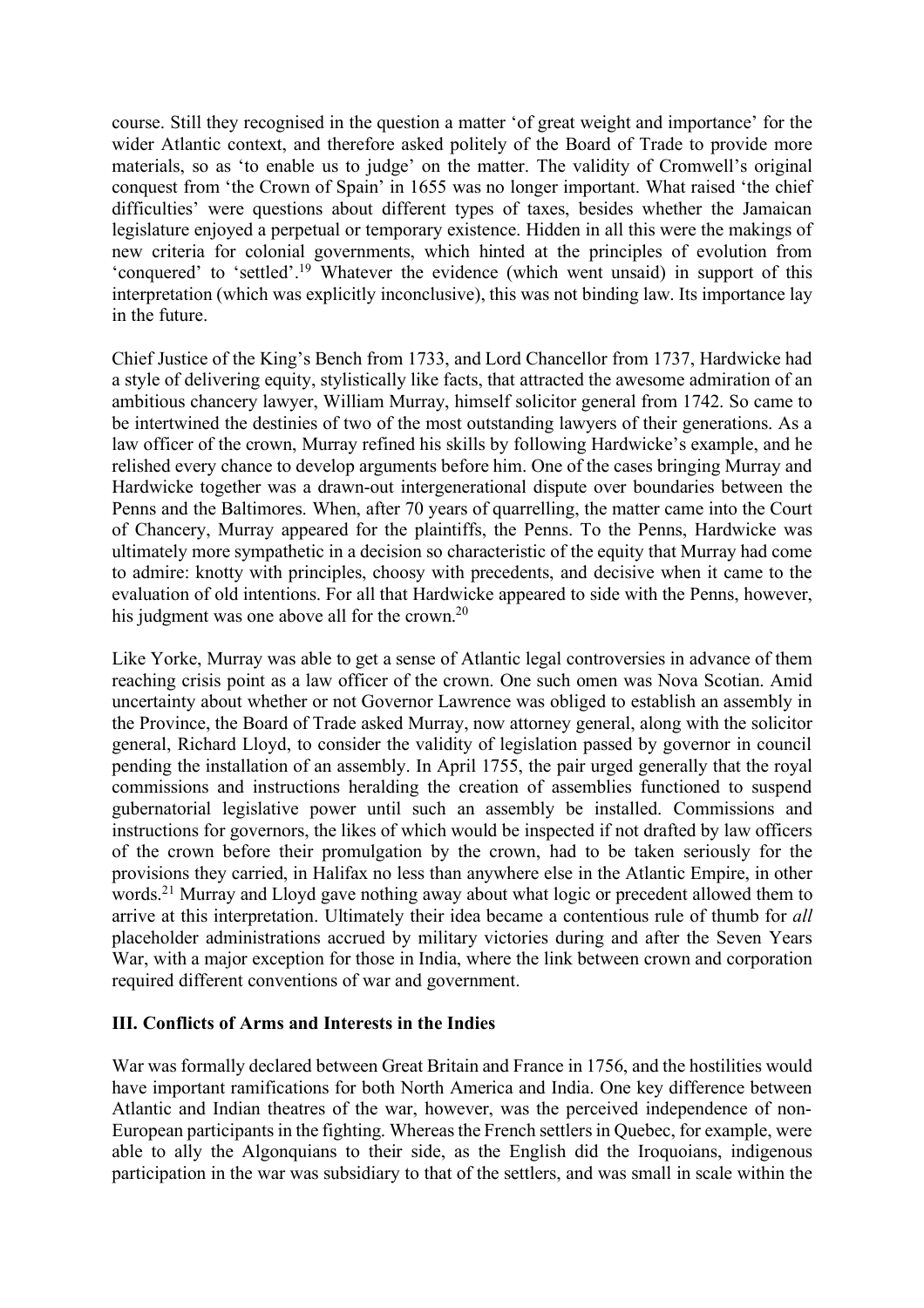course. Still they recognised in the question a matter 'of great weight and importance' for the wider Atlantic context, and therefore asked politely of the Board of Trade to provide more materials, so as 'to enable us to judge' on the matter. The validity of Cromwell's original conquest from 'the Crown of Spain' in 1655 was no longer important. What raised 'the chief difficulties' were questions about different types of taxes, besides whether the Jamaican legislature enjoyed a perpetual or temporary existence. Hidden in all this were the makings of new criteria for colonial governments, which hinted at the principles of evolution from 'conquered' to 'settled'.[19] Whatever the evidence (which went unsaid) in support of this interpretation (which was explicitly inconclusive), this was not binding law. Its importance lay in the future.

Chief Justice of the King's Bench from 1733, and Lord Chancellor from 1737, Hardwicke had a style of delivering equity, stylistically like facts, that attracted the awesome admiration of an ambitious chancery lawyer, William Murray, himself solicitor general from 1742. So came to be intertwined the destinies of two of the most outstanding lawyers of their generations. As a law officer of the crown, Murray refined his skills by following Hardwicke's example, and he relished every chance to develop arguments before him. One of the cases bringing Murray and Hardwicke together was a drawn-out intergenerational dispute over boundaries between the Penns and the Baltimores. When, after 70 years of quarrelling, the matter came into the Court of Chancery, Murray appeared for the plaintiffs, the Penns. To the Penns, Hardwicke was ultimately more sympathetic in a decision so characteristic of the equity that Murray had come to admire: knotty with principles, choosy with precedents, and decisive when it came to the evaluation of old intentions. For all that Hardwicke appeared to side with the Penns, however, his judgment was one above all for the crown.[20]

Like Yorke, Murray was able to get a sense of Atlantic legal controversies in advance of them reaching crisis point as a law officer of the crown. One such omen was Nova Scotian. Amid uncertainty about whether or not Governor Lawrence was obliged to establish an assembly in the Province, the Board of Trade asked Murray, now attorney general, along with the solicitor general, Richard Lloyd, to consider the validity of legislation passed by governor in council pending the installation of an assembly. In April 1755, the pair urged generally that the royal commissions and instructions heralding the creation of assemblies functioned to suspend gubernatorial legislative power until such an assembly be installed. Commissions and instructions for governors, the likes of which would be inspected if not drafted by law officers of the crown before their promulgation by the crown, had to be taken seriously for the provisions they carried, in Halifax no less than anywhere else in the Atlantic Empire, in other words.[21] Murray and Lloyd gave nothing away about what logic or precedent allowed them to arrive at this interpretation. Ultimately their idea became a contentious rule of thumb for *all* placeholder administrations accrued by military victories during and after the Seven Years War, with a major exception for those in India, where the link between crown and corporation required different conventions of war and government.

## III. Conflicts of Arms and Interests in the Indies

War was formally declared between Great Britain and France in 1756, and the hostilities would have important ramifications for both North America and India. One key difference between Atlantic and Indian theatres of the war, however, was the perceived independence of non-European participants in the fighting. Whereas the French settlers in Quebec, for example, were able to ally the Algonquians to their side, as the English did the Iroquoians, indigenous participation in the war was subsidiary to that of the settlers, and was small in scale within the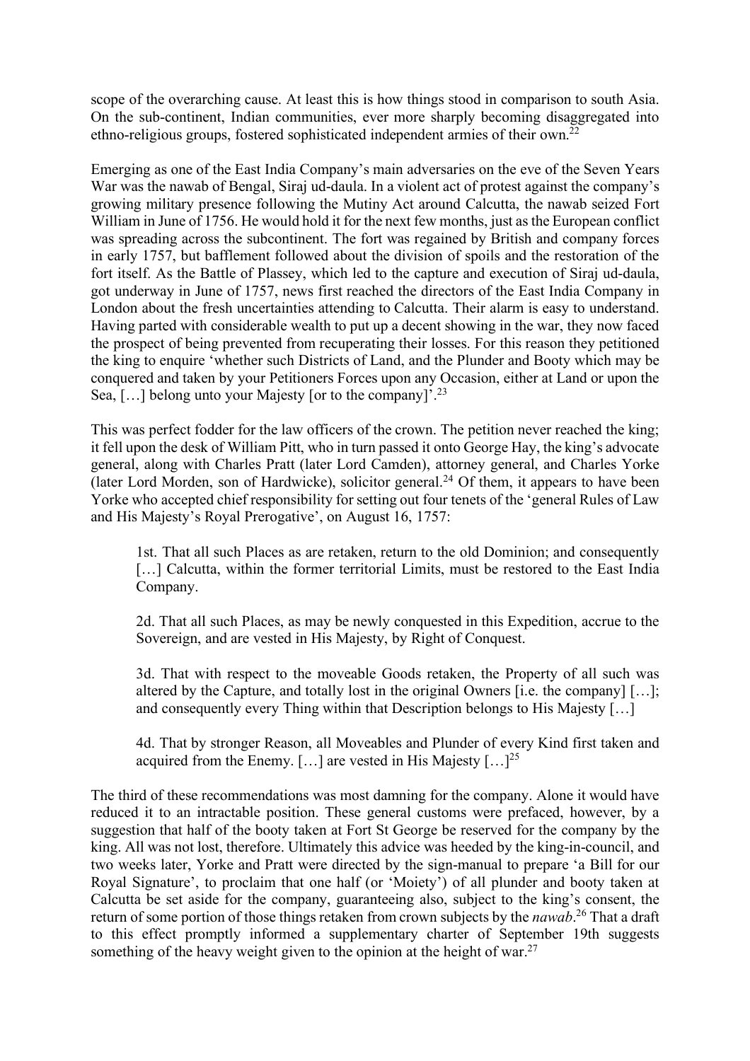scope of the overarching cause. At least this is how things stood in comparison to south Asia. On the sub-continent, Indian communities, ever more sharply becoming disaggregated into ethno-religious groups, fostered sophisticated independent armies of their own.[22]

Emerging as one of the East India Company's main adversaries on the eve of the Seven Years War was the nawab of Bengal, Siraj ud-daula. In a violent act of protest against the company's growing military presence following the Mutiny Act around Calcutta, the nawab seized Fort William in June of 1756. He would hold it for the next few months, just as the European conflict was spreading across the subcontinent. The fort was regained by British and company forces in early 1757, but bafflement followed about the division of spoils and the restoration of the fort itself. As the Battle of Plassey, which led to the capture and execution of Siraj ud-daula, got underway in June of 1757, news first reached the directors of the East India Company in London about the fresh uncertainties attending to Calcutta. Their alarm is easy to understand. Having parted with considerable wealth to put up a decent showing in the war, they now faced the prospect of being prevented from recuperating their losses. For this reason they petitioned the king to enquire 'whether such Districts of Land, and the Plunder and Booty which may be conquered and taken by your Petitioners Forces upon any Occasion, either at Land or upon the Sea, […] belong unto your Majesty [or to the company]'.[23]

This was perfect fodder for the law officers of the crown. The petition never reached the king; it fell upon the desk of William Pitt, who in turn passed it onto George Hay, the king's advocate general, along with Charles Pratt (later Lord Camden), attorney general, and Charles Yorke (later Lord Morden, son of Hardwicke), solicitor general.[24] Of them, it appears to have been Yorke who accepted chief responsibility for setting out four tenets of the 'general Rules of Law and His Majesty's Royal Prerogative', on August 16, 1757:

> 1st. That all such Places as are retaken, return to the old Dominion; and consequently […] Calcutta, within the former territorial Limits, must be restored to the East India Company.
>
> 2d. That all such Places, as may be newly conquested in this Expedition, accrue to the Sovereign, and are vested in His Majesty, by Right of Conquest.
>
> 3d. That with respect to the moveable Goods retaken, the Property of all such was altered by the Capture, and totally lost in the original Owners [i.e. the company] […]; and consequently every Thing within that Description belongs to His Majesty […]
>
> 4d. That by stronger Reason, all Moveables and Plunder of every Kind first taken and acquired from the Enemy. […] are vested in His Majesty […][25]

The third of these recommendations was most damning for the company. Alone it would have reduced it to an intractable position. These general customs were prefaced, however, by a suggestion that half of the booty taken at Fort St George be reserved for the company by the king. All was not lost, therefore. Ultimately this advice was heeded by the king-in-council, and two weeks later, Yorke and Pratt were directed by the sign-manual to prepare 'a Bill for our Royal Signature', to proclaim that one half (or 'Moiety') of all plunder and booty taken at Calcutta be set aside for the company, guaranteeing also, subject to the king's consent, the return of some portion of those things retaken from crown subjects by the *nawab*.[26] That a draft to this effect promptly informed a supplementary charter of September 19th suggests something of the heavy weight given to the opinion at the height of war.[27]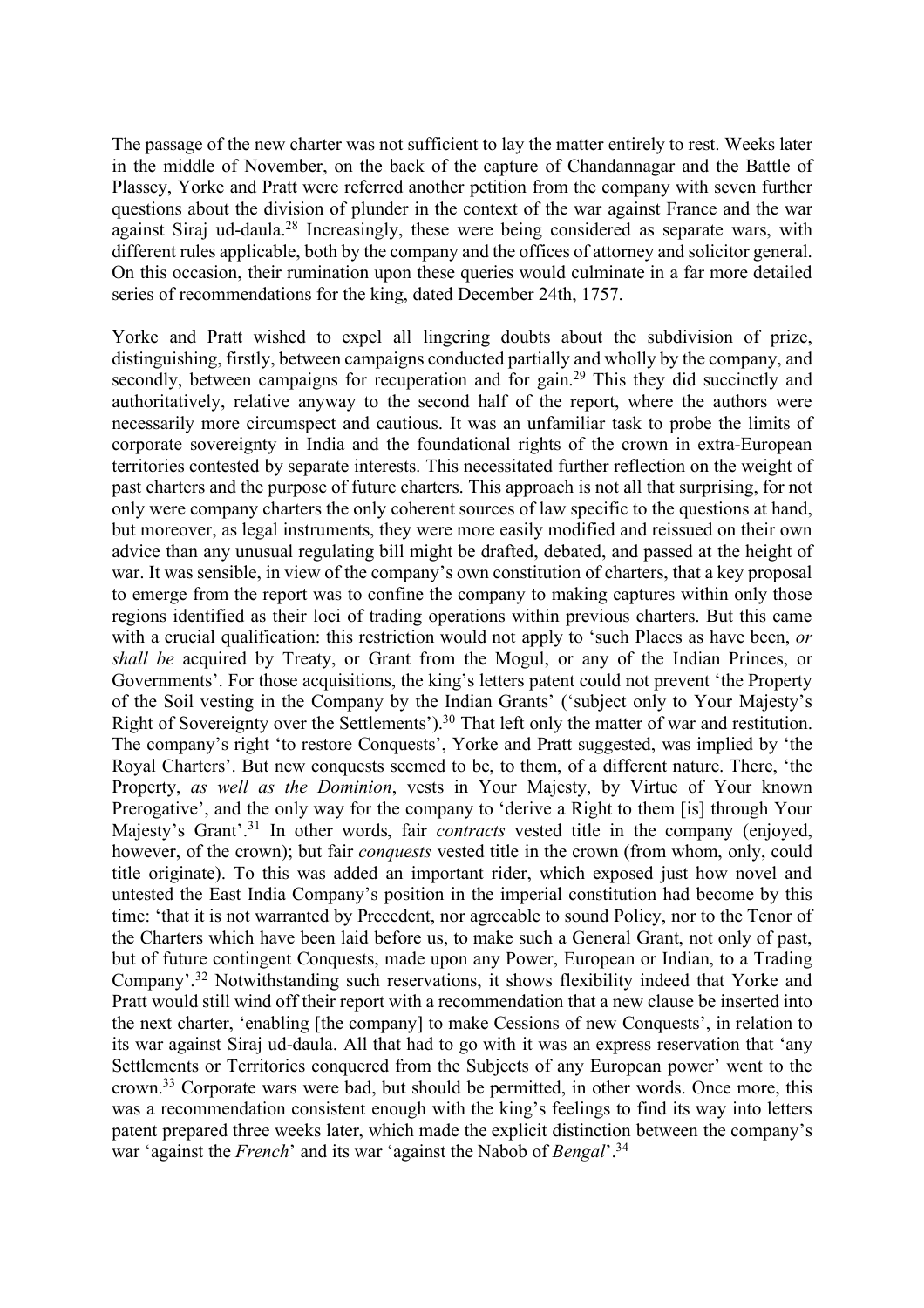The passage of the new charter was not sufficient to lay the matter entirely to rest. Weeks later in the middle of November, on the back of the capture of Chandannagar and the Battle of Plassey, Yorke and Pratt were referred another petition from the company with seven further questions about the division of plunder in the context of the war against France and the war against Siraj ud-daula.[28] Increasingly, these were being considered as separate wars, with different rules applicable, both by the company and the offices of attorney and solicitor general. On this occasion, their rumination upon these queries would culminate in a far more detailed series of recommendations for the king, dated December 24th, 1757.

Yorke and Pratt wished to expel all lingering doubts about the subdivision of prize, distinguishing, firstly, between campaigns conducted partially and wholly by the company, and secondly, between campaigns for recuperation and for gain.[29] This they did succinctly and authoritatively, relative anyway to the second half of the report, where the authors were necessarily more circumspect and cautious. It was an unfamiliar task to probe the limits of corporate sovereignty in India and the foundational rights of the crown in extra-European territories contested by separate interests. This necessitated further reflection on the weight of past charters and the purpose of future charters. This approach is not all that surprising, for not only were company charters the only coherent sources of law specific to the questions at hand, but moreover, as legal instruments, they were more easily modified and reissued on their own advice than any unusual regulating bill might be drafted, debated, and passed at the height of war. It was sensible, in view of the company's own constitution of charters, that a key proposal to emerge from the report was to confine the company to making captures within only those regions identified as their loci of trading operations within previous charters. But this came with a crucial qualification: this restriction would not apply to 'such Places as have been, *or shall be* acquired by Treaty, or Grant from the Mogul, or any of the Indian Princes, or Governments'. For those acquisitions, the king's letters patent could not prevent 'the Property of the Soil vesting in the Company by the Indian Grants' ('subject only to Your Majesty's Right of Sovereignty over the Settlements').[30] That left only the matter of war and restitution. The company's right 'to restore Conquests', Yorke and Pratt suggested, was implied by 'the Royal Charters'. But new conquests seemed to be, to them, of a different nature. There, 'the Property, *as well as the Dominion*, vests in Your Majesty, by Virtue of Your known Prerogative', and the only way for the company to 'derive a Right to them [is] through Your Majesty's Grant'.[31] In other words, fair *contracts* vested title in the company (enjoyed, however, of the crown); but fair *conquests* vested title in the crown (from whom, only, could title originate). To this was added an important rider, which exposed just how novel and untested the East India Company's position in the imperial constitution had become by this time: 'that it is not warranted by Precedent, nor agreeable to sound Policy, nor to the Tenor of the Charters which have been laid before us, to make such a General Grant, not only of past, but of future contingent Conquests, made upon any Power, European or Indian, to a Trading Company'.[32] Notwithstanding such reservations, it shows flexibility indeed that Yorke and Pratt would still wind off their report with a recommendation that a new clause be inserted into the next charter, 'enabling [the company] to make Cessions of new Conquests', in relation to its war against Siraj ud-daula. All that had to go with it was an express reservation that 'any Settlements or Territories conquered from the Subjects of any European power' went to the crown.[33] Corporate wars were bad, but should be permitted, in other words. Once more, this was a recommendation consistent enough with the king's feelings to find its way into letters patent prepared three weeks later, which made the explicit distinction between the company's war 'against the *French*' and its war 'against the Nabob of *Bengal*'.[34]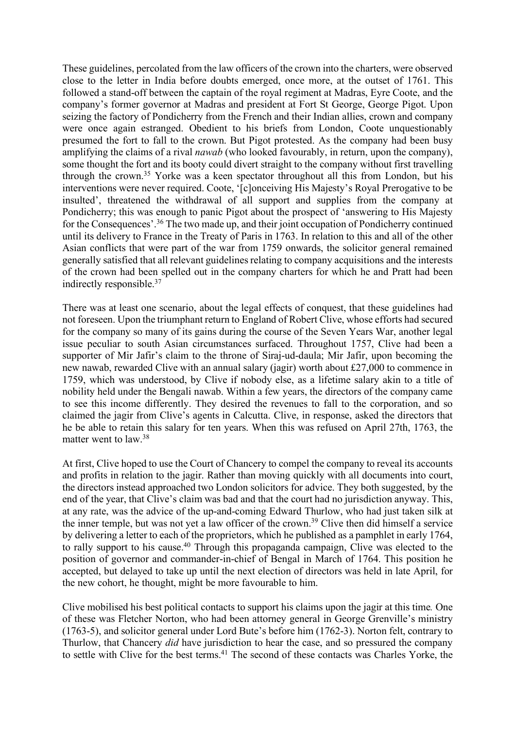These guidelines, percolated from the law officers of the crown into the charters, were observed close to the letter in India before doubts emerged, once more, at the outset of 1761. This followed a stand-off between the captain of the royal regiment at Madras, Eyre Coote, and the company's former governor at Madras and president at Fort St George, George Pigot. Upon seizing the factory of Pondicherry from the French and their Indian allies, crown and company were once again estranged. Obedient to his briefs from London, Coote unquestionably presumed the fort to fall to the crown. But Pigot protested. As the company had been busy amplifying the claims of a rival *nawab* (who looked favourably, in return, upon the company), some thought the fort and its booty could divert straight to the company without first travelling through the crown.[35] Yorke was a keen spectator throughout all this from London, but his interventions were never required. Coote, '[c]onceiving His Majesty's Royal Prerogative to be insulted', threatened the withdrawal of all support and supplies from the company at Pondicherry; this was enough to panic Pigot about the prospect of 'answering to His Majesty for the Consequences'.[36] The two made up, and their joint occupation of Pondicherry continued until its delivery to France in the Treaty of Paris in 1763. In relation to this and all of the other Asian conflicts that were part of the war from 1759 onwards, the solicitor general remained generally satisfied that all relevant guidelines relating to company acquisitions and the interests of the crown had been spelled out in the company charters for which he and Pratt had been indirectly responsible.[37]

There was at least one scenario, about the legal effects of conquest, that these guidelines had not foreseen. Upon the triumphant return to England of Robert Clive, whose efforts had secured for the company so many of its gains during the course of the Seven Years War, another legal issue peculiar to south Asian circumstances surfaced. Throughout 1757, Clive had been a supporter of Mir Jafir's claim to the throne of Siraj-ud-daula; Mir Jafir, upon becoming the new nawab, rewarded Clive with an annual salary (jagir) worth about £27,000 to commence in 1759, which was understood, by Clive if nobody else, as a lifetime salary akin to a title of nobility held under the Bengali nawab. Within a few years, the directors of the company came to see this income differently. They desired the revenues to fall to the corporation, and so claimed the jagir from Clive's agents in Calcutta. Clive, in response, asked the directors that he be able to retain this salary for ten years. When this was refused on April 27th, 1763, the matter went to law.[38]

At first, Clive hoped to use the Court of Chancery to compel the company to reveal its accounts and profits in relation to the jagir. Rather than moving quickly with all documents into court, the directors instead approached two London solicitors for advice. They both suggested, by the end of the year, that Clive's claim was bad and that the court had no jurisdiction anyway. This, at any rate, was the advice of the up-and-coming Edward Thurlow, who had just taken silk at the inner temple, but was not yet a law officer of the crown.[39] Clive then did himself a service by delivering a letter to each of the proprietors, which he published as a pamphlet in early 1764, to rally support to his cause.[40] Through this propaganda campaign, Clive was elected to the position of governor and commander-in-chief of Bengal in March of 1764. This position he accepted, but delayed to take up until the next election of directors was held in late April, for the new cohort, he thought, might be more favourable to him.

Clive mobilised his best political contacts to support his claims upon the jagir at this time*.* One of these was Fletcher Norton, who had been attorney general in George Grenville's ministry (1763-5), and solicitor general under Lord Bute's before him (1762-3). Norton felt, contrary to Thurlow, that Chancery *did* have jurisdiction to hear the case, and so pressured the company to settle with Clive for the best terms.[41] The second of these contacts was Charles Yorke, the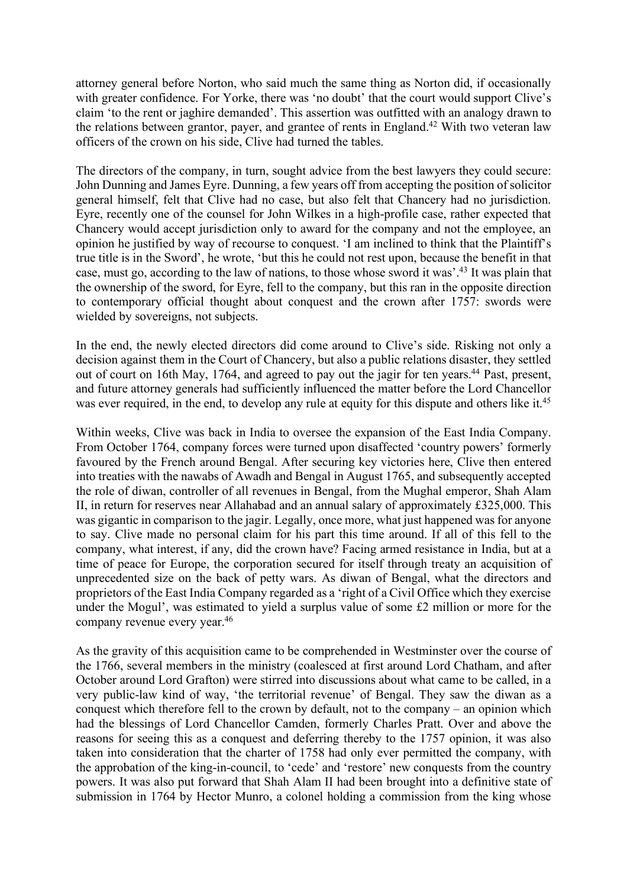attorney general before Norton, who said much the same thing as Norton did, if occasionally with greater confidence. For Yorke, there was 'no doubt' that the court would support Clive's claim 'to the rent or jaghire demanded'. This assertion was outfitted with an analogy drawn to the relations between grantor, payer, and grantee of rents in England.[42] With two veteran law officers of the crown on his side, Clive had turned the tables.

The directors of the company, in turn, sought advice from the best lawyers they could secure: John Dunning and James Eyre. Dunning, a few years off from accepting the position of solicitor general himself, felt that Clive had no case, but also felt that Chancery had no jurisdiction. Eyre, recently one of the counsel for John Wilkes in a high-profile case, rather expected that Chancery would accept jurisdiction only to award for the company and not the employee, an opinion he justified by way of recourse to conquest. 'I am inclined to think that the Plaintiff's true title is in the Sword', he wrote, 'but this he could not rest upon, because the benefit in that case, must go, according to the law of nations, to those whose sword it was'.[43] It was plain that the ownership of the sword, for Eyre, fell to the company, but this ran in the opposite direction to contemporary official thought about conquest and the crown after 1757: swords were wielded by sovereigns, not subjects.

In the end, the newly elected directors did come around to Clive's side. Risking not only a decision against them in the Court of Chancery, but also a public relations disaster, they settled out of court on 16th May, 1764, and agreed to pay out the jagir for ten years.[44] Past, present, and future attorney generals had sufficiently influenced the matter before the Lord Chancellor was ever required, in the end, to develop any rule at equity for this dispute and others like it.[45]

Within weeks, Clive was back in India to oversee the expansion of the East India Company. From October 1764, company forces were turned upon disaffected 'country powers' formerly favoured by the French around Bengal. After securing key victories here, Clive then entered into treaties with the nawabs of Awadh and Bengal in August 1765, and subsequently accepted the role of diwan, controller of all revenues in Bengal, from the Mughal emperor, Shah Alam II, in return for reserves near Allahabad and an annual salary of approximately £325,000. This was gigantic in comparison to the jagir. Legally, once more, what just happened was for anyone to say. Clive made no personal claim for his part this time around. If all of this fell to the company, what interest, if any, did the crown have? Facing armed resistance in India, but at a time of peace for Europe, the corporation secured for itself through treaty an acquisition of unprecedented size on the back of petty wars. As diwan of Bengal, what the directors and proprietors of the East India Company regarded as a 'right of a Civil Office which they exercise under the Mogul', was estimated to yield a surplus value of some £2 million or more for the company revenue every year.[46]

As the gravity of this acquisition came to be comprehended in Westminster over the course of the 1766, several members in the ministry (coalesced at first around Lord Chatham, and after October around Lord Grafton) were stirred into discussions about what came to be called, in a very public-law kind of way, 'the territorial revenue' of Bengal. They saw the diwan as a conquest which therefore fell to the crown by default, not to the company – an opinion which had the blessings of Lord Chancellor Camden, formerly Charles Pratt. Over and above the reasons for seeing this as a conquest and deferring thereby to the 1757 opinion, it was also taken into consideration that the charter of 1758 had only ever permitted the company, with the approbation of the king-in-council, to 'cede' and 'restore' new conquests from the country powers. It was also put forward that Shah Alam II had been brought into a definitive state of submission in 1764 by Hector Munro, a colonel holding a commission from the king whose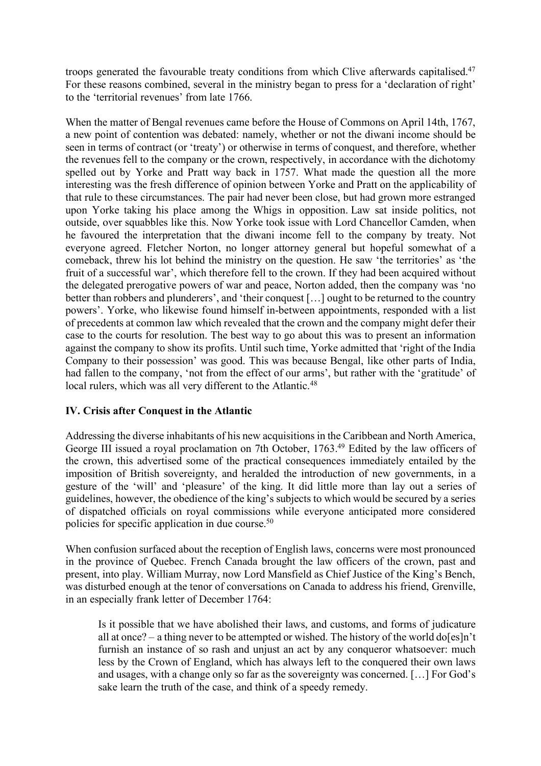troops generated the favourable treaty conditions from which Clive afterwards capitalised.[47] For these reasons combined, several in the ministry began to press for a 'declaration of right' to the 'territorial revenues' from late 1766.

When the matter of Bengal revenues came before the House of Commons on April 14th, 1767, a new point of contention was debated: namely, whether or not the diwani income should be seen in terms of contract (or 'treaty') or otherwise in terms of conquest, and therefore, whether the revenues fell to the company or the crown, respectively, in accordance with the dichotomy spelled out by Yorke and Pratt way back in 1757. What made the question all the more interesting was the fresh difference of opinion between Yorke and Pratt on the applicability of that rule to these circumstances. The pair had never been close, but had grown more estranged upon Yorke taking his place among the Whigs in opposition. Law sat inside politics, not outside, over squabbles like this. Now Yorke took issue with Lord Chancellor Camden, when he favoured the interpretation that the diwani income fell to the company by treaty. Not everyone agreed. Fletcher Norton, no longer attorney general but hopeful somewhat of a comeback, threw his lot behind the ministry on the question. He saw 'the territories' as 'the fruit of a successful war', which therefore fell to the crown. If they had been acquired without the delegated prerogative powers of war and peace, Norton added, then the company was 'no better than robbers and plunderers', and 'their conquest […] ought to be returned to the country powers'. Yorke, who likewise found himself in-between appointments, responded with a list of precedents at common law which revealed that the crown and the company might defer their case to the courts for resolution. The best way to go about this was to present an information against the company to show its profits. Until such time, Yorke admitted that 'right of the India Company to their possession' was good. This was because Bengal, like other parts of India, had fallen to the company, 'not from the effect of our arms', but rather with the 'gratitude' of local rulers, which was all very different to the Atlantic.[48]

## IV. Crisis after Conquest in the Atlantic

Addressing the diverse inhabitants of his new acquisitions in the Caribbean and North America, George III issued a royal proclamation on 7th October, 1763.[49] Edited by the law officers of the crown, this advertised some of the practical consequences immediately entailed by the imposition of British sovereignty, and heralded the introduction of new governments, in a gesture of the 'will' and 'pleasure' of the king. It did little more than lay out a series of guidelines, however, the obedience of the king's subjects to which would be secured by a series of dispatched officials on royal commissions while everyone anticipated more considered policies for specific application in due course.[50]

When confusion surfaced about the reception of English laws, concerns were most pronounced in the province of Quebec. French Canada brought the law officers of the crown, past and present, into play. William Murray, now Lord Mansfield as Chief Justice of the King's Bench, was disturbed enough at the tenor of conversations on Canada to address his friend, Grenville, in an especially frank letter of December 1764:

> Is it possible that we have abolished their laws, and customs, and forms of judicature all at once? – a thing never to be attempted or wished. The history of the world do[es]n't furnish an instance of so rash and unjust an act by any conqueror whatsoever: much less by the Crown of England, which has always left to the conquered their own laws and usages, with a change only so far as the sovereignty was concerned. […] For God's sake learn the truth of the case, and think of a speedy remedy.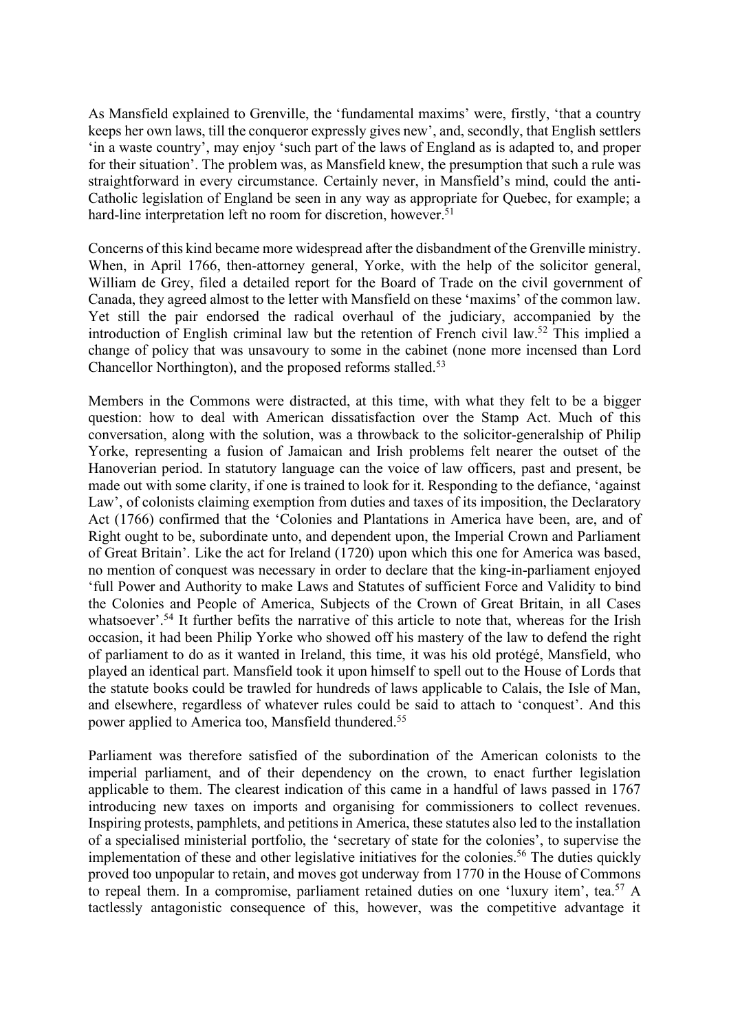As Mansfield explained to Grenville, the 'fundamental maxims' were, firstly, 'that a country keeps her own laws, till the conqueror expressly gives new', and, secondly, that English settlers 'in a waste country', may enjoy 'such part of the laws of England as is adapted to, and proper for their situation'. The problem was, as Mansfield knew, the presumption that such a rule was straightforward in every circumstance. Certainly never, in Mansfield's mind, could the anti-Catholic legislation of England be seen in any way as appropriate for Quebec, for example; a hard-line interpretation left no room for discretion, however.[51]

Concerns of this kind became more widespread after the disbandment of the Grenville ministry. When, in April 1766, then-attorney general, Yorke, with the help of the solicitor general, William de Grey, filed a detailed report for the Board of Trade on the civil government of Canada, they agreed almost to the letter with Mansfield on these 'maxims' of the common law. Yet still the pair endorsed the radical overhaul of the judiciary, accompanied by the introduction of English criminal law but the retention of French civil law.[52] This implied a change of policy that was unsavoury to some in the cabinet (none more incensed than Lord Chancellor Northington), and the proposed reforms stalled.[53]

Members in the Commons were distracted, at this time, with what they felt to be a bigger question: how to deal with American dissatisfaction over the Stamp Act. Much of this conversation, along with the solution, was a throwback to the solicitor-generalship of Philip Yorke, representing a fusion of Jamaican and Irish problems felt nearer the outset of the Hanoverian period. In statutory language can the voice of law officers, past and present, be made out with some clarity, if one is trained to look for it. Responding to the defiance, 'against Law', of colonists claiming exemption from duties and taxes of its imposition, the Declaratory Act (1766) confirmed that the 'Colonies and Plantations in America have been, are, and of Right ought to be, subordinate unto, and dependent upon, the Imperial Crown and Parliament of Great Britain'. Like the act for Ireland (1720) upon which this one for America was based, no mention of conquest was necessary in order to declare that the king-in-parliament enjoyed 'full Power and Authority to make Laws and Statutes of sufficient Force and Validity to bind the Colonies and People of America, Subjects of the Crown of Great Britain, in all Cases whatsoever'.[54] It further befits the narrative of this article to note that, whereas for the Irish occasion, it had been Philip Yorke who showed off his mastery of the law to defend the right of parliament to do as it wanted in Ireland, this time, it was his old protégé, Mansfield, who played an identical part. Mansfield took it upon himself to spell out to the House of Lords that the statute books could be trawled for hundreds of laws applicable to Calais, the Isle of Man, and elsewhere, regardless of whatever rules could be said to attach to 'conquest'. And this power applied to America too, Mansfield thundered.[55]

Parliament was therefore satisfied of the subordination of the American colonists to the imperial parliament, and of their dependency on the crown, to enact further legislation applicable to them. The clearest indication of this came in a handful of laws passed in 1767 introducing new taxes on imports and organising for commissioners to collect revenues. Inspiring protests, pamphlets, and petitions in America, these statutes also led to the installation of a specialised ministerial portfolio, the 'secretary of state for the colonies', to supervise the implementation of these and other legislative initiatives for the colonies.[56] The duties quickly proved too unpopular to retain, and moves got underway from 1770 in the House of Commons to repeal them. In a compromise, parliament retained duties on one 'luxury item', tea.[57] A tactlessly antagonistic consequence of this, however, was the competitive advantage it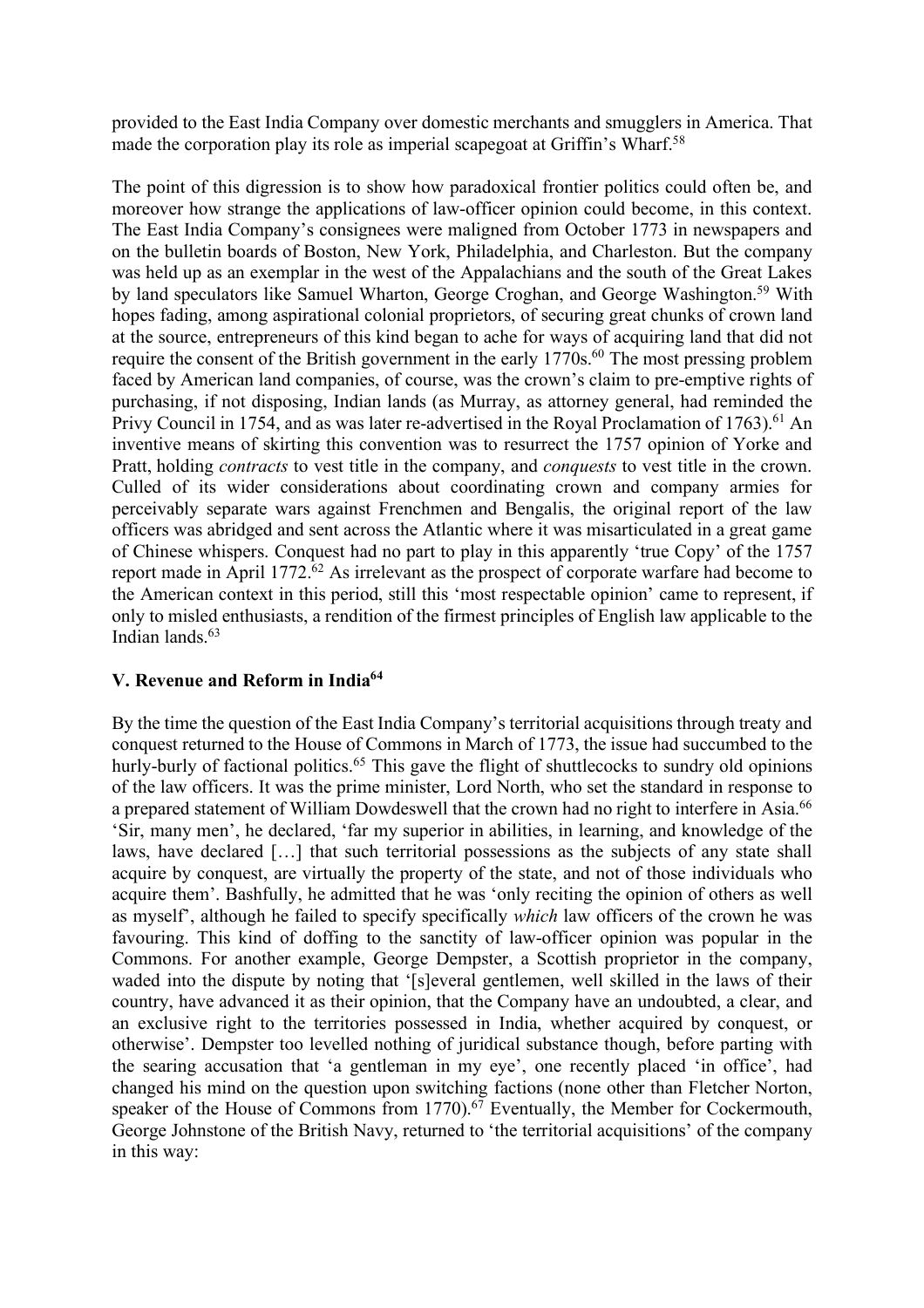provided to the East India Company over domestic merchants and smugglers in America. That made the corporation play its role as imperial scapegoat at Griffin's Wharf.[58]

The point of this digression is to show how paradoxical frontier politics could often be, and moreover how strange the applications of law-officer opinion could become, in this context. The East India Company's consignees were maligned from October 1773 in newspapers and on the bulletin boards of Boston, New York, Philadelphia, and Charleston. But the company was held up as an exemplar in the west of the Appalachians and the south of the Great Lakes by land speculators like Samuel Wharton, George Croghan, and George Washington.[59] With hopes fading, among aspirational colonial proprietors, of securing great chunks of crown land at the source, entrepreneurs of this kind began to ache for ways of acquiring land that did not require the consent of the British government in the early 1770s.[60] The most pressing problem faced by American land companies, of course, was the crown's claim to pre-emptive rights of purchasing, if not disposing, Indian lands (as Murray, as attorney general, had reminded the Privy Council in 1754, and as was later re-advertised in the Royal Proclamation of 1763).[61] An inventive means of skirting this convention was to resurrect the 1757 opinion of Yorke and Pratt, holding *contracts* to vest title in the company, and *conquests* to vest title in the crown. Culled of its wider considerations about coordinating crown and company armies for perceivably separate wars against Frenchmen and Bengalis, the original report of the law officers was abridged and sent across the Atlantic where it was misarticulated in a great game of Chinese whispers. Conquest had no part to play in this apparently 'true Copy' of the 1757 report made in April 1772.[62] As irrelevant as the prospect of corporate warfare had become to the American context in this period, still this 'most respectable opinion' came to represent, if only to misled enthusiasts, a rendition of the firmest principles of English law applicable to the Indian lands.[63]

## V. Revenue and Reform in India[64]

By the time the question of the East India Company's territorial acquisitions through treaty and conquest returned to the House of Commons in March of 1773, the issue had succumbed to the hurly-burly of factional politics.[65] This gave the flight of shuttlecocks to sundry old opinions of the law officers. It was the prime minister, Lord North, who set the standard in response to a prepared statement of William Dowdeswell that the crown had no right to interfere in Asia.[66] 'Sir, many men', he declared, 'far my superior in abilities, in learning, and knowledge of the laws, have declared […] that such territorial possessions as the subjects of any state shall acquire by conquest, are virtually the property of the state, and not of those individuals who acquire them'. Bashfully, he admitted that he was 'only reciting the opinion of others as well as myself', although he failed to specify specifically *which* law officers of the crown he was favouring. This kind of doffing to the sanctity of law-officer opinion was popular in the Commons. For another example, George Dempster, a Scottish proprietor in the company, waded into the dispute by noting that '[s]everal gentlemen, well skilled in the laws of their country, have advanced it as their opinion, that the Company have an undoubted, a clear, and an exclusive right to the territories possessed in India, whether acquired by conquest, or otherwise'. Dempster too levelled nothing of juridical substance though, before parting with the searing accusation that 'a gentleman in my eye', one recently placed 'in office', had changed his mind on the question upon switching factions (none other than Fletcher Norton, speaker of the House of Commons from 1770).[67] Eventually, the Member for Cockermouth, George Johnstone of the British Navy, returned to 'the territorial acquisitions' of the company in this way: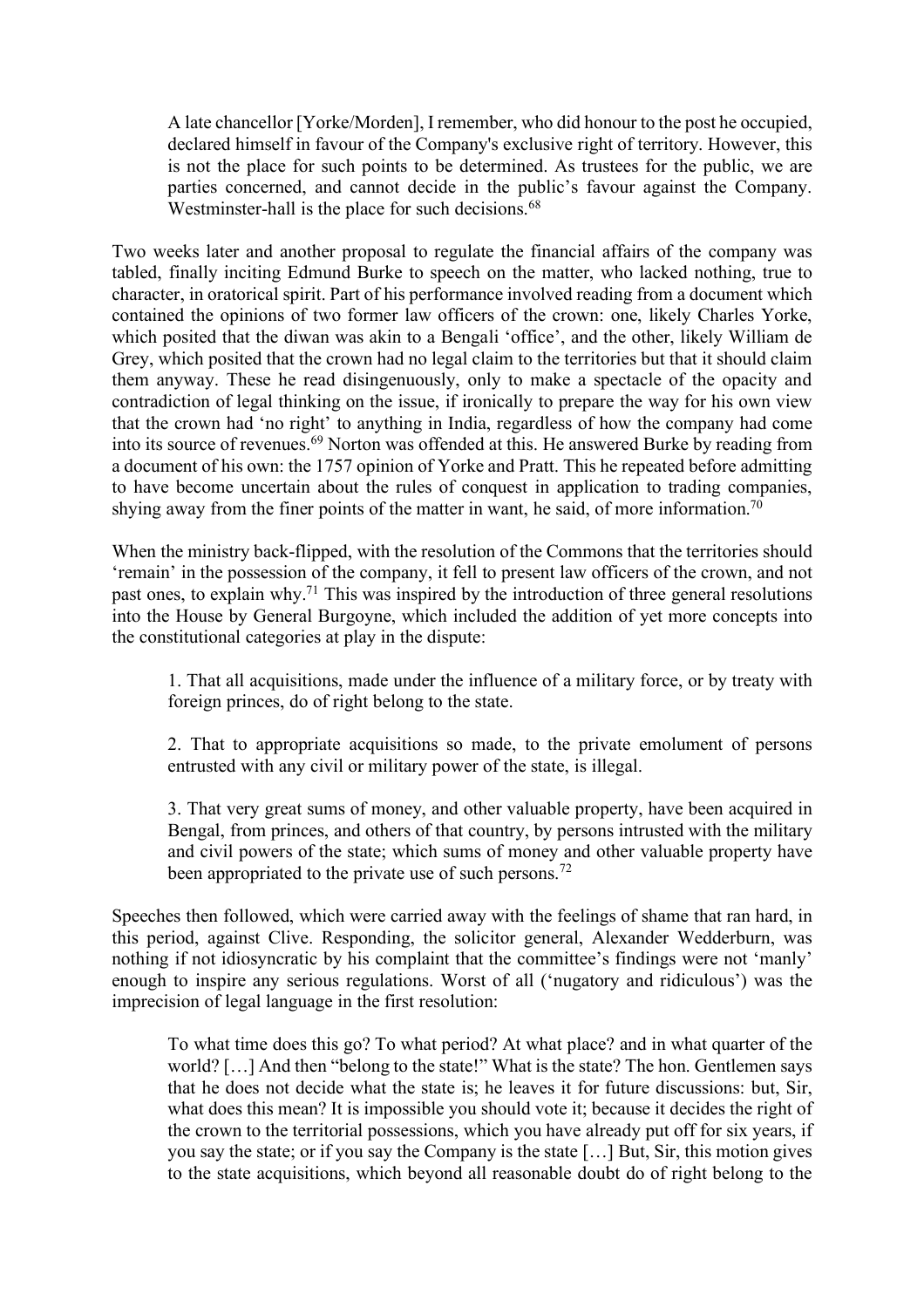> A late chancellor [Yorke/Morden], I remember, who did honour to the post he occupied, declared himself in favour of the Company's exclusive right of territory. However, this is not the place for such points to be determined. As trustees for the public, we are parties concerned, and cannot decide in the public's favour against the Company. Westminster-hall is the place for such decisions.[68]

Two weeks later and another proposal to regulate the financial affairs of the company was tabled, finally inciting Edmund Burke to speech on the matter, who lacked nothing, true to character, in oratorical spirit. Part of his performance involved reading from a document which contained the opinions of two former law officers of the crown: one, likely Charles Yorke, which posited that the diwan was akin to a Bengali 'office', and the other, likely William de Grey, which posited that the crown had no legal claim to the territories but that it should claim them anyway. These he read disingenuously, only to make a spectacle of the opacity and contradiction of legal thinking on the issue, if ironically to prepare the way for his own view that the crown had 'no right' to anything in India, regardless of how the company had come into its source of revenues.[69] Norton was offended at this. He answered Burke by reading from a document of his own: the 1757 opinion of Yorke and Pratt. This he repeated before admitting to have become uncertain about the rules of conquest in application to trading companies, shying away from the finer points of the matter in want, he said, of more information.[70]

When the ministry back-flipped, with the resolution of the Commons that the territories should 'remain' in the possession of the company, it fell to present law officers of the crown, and not past ones, to explain why.[71] This was inspired by the introduction of three general resolutions into the House by General Burgoyne, which included the addition of yet more concepts into the constitutional categories at play in the dispute:

> 1. That all acquisitions, made under the influence of a military force, or by treaty with foreign princes, do of right belong to the state.
>
> 2. That to appropriate acquisitions so made, to the private emolument of persons entrusted with any civil or military power of the state, is illegal.
>
> 3. That very great sums of money, and other valuable property, have been acquired in Bengal, from princes, and others of that country, by persons intrusted with the military and civil powers of the state; which sums of money and other valuable property have been appropriated to the private use of such persons.[72]

Speeches then followed, which were carried away with the feelings of shame that ran hard, in this period, against Clive. Responding, the solicitor general, Alexander Wedderburn, was nothing if not idiosyncratic by his complaint that the committee's findings were not 'manly' enough to inspire any serious regulations. Worst of all ('nugatory and ridiculous') was the imprecision of legal language in the first resolution:

> To what time does this go? To what period? At what place? and in what quarter of the world? […] And then "belong to the state!" What is the state? The hon. Gentlemen says that he does not decide what the state is; he leaves it for future discussions: but, Sir, what does this mean? It is impossible you should vote it; because it decides the right of the crown to the territorial possessions, which you have already put off for six years, if you say the state; or if you say the Company is the state […] But, Sir, this motion gives to the state acquisitions, which beyond all reasonable doubt do of right belong to the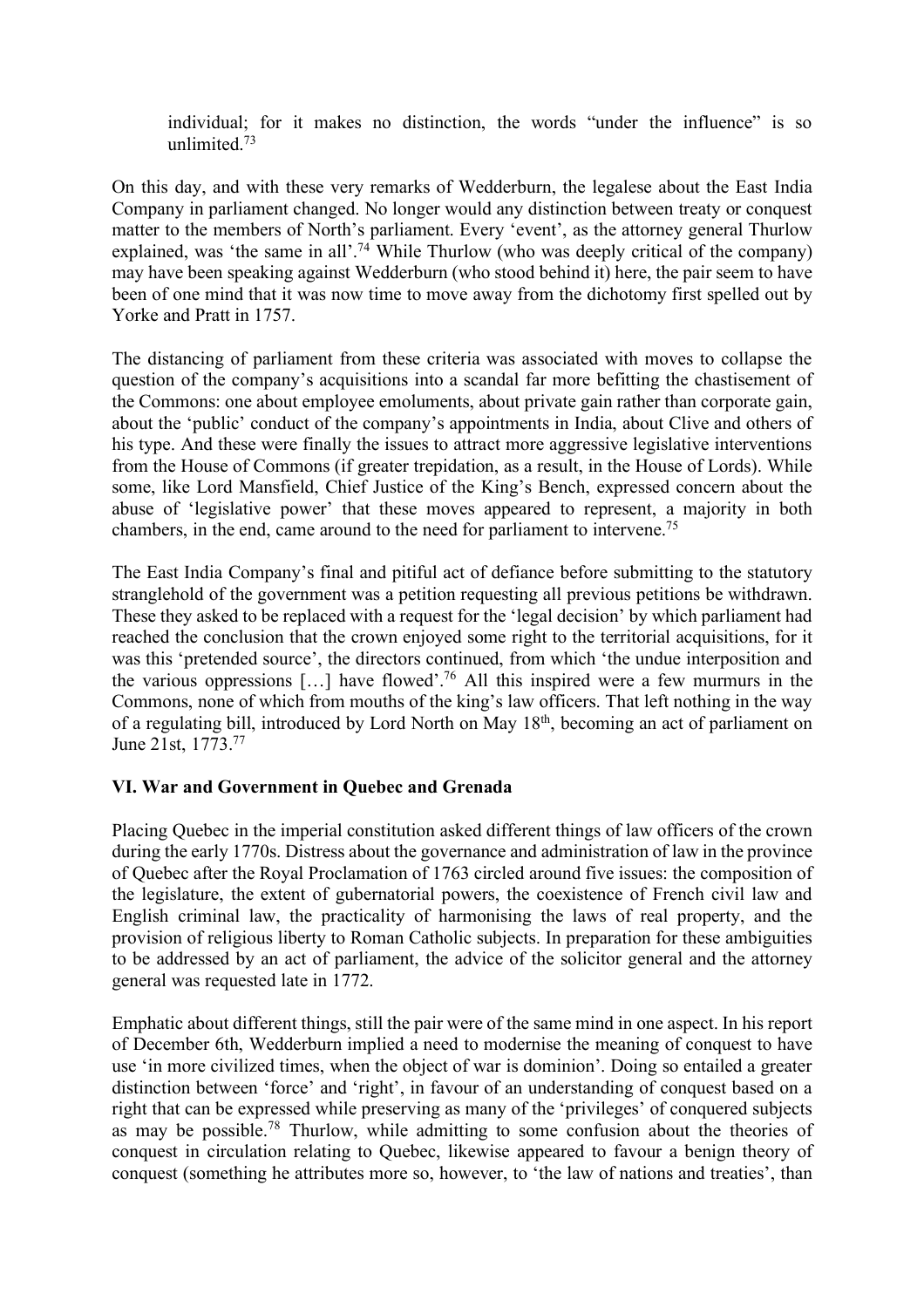individual; for it makes no distinction, the words "under the influence" is so unlimited.[73]

On this day, and with these very remarks of Wedderburn, the legalese about the East India Company in parliament changed. No longer would any distinction between treaty or conquest matter to the members of North's parliament. Every 'event', as the attorney general Thurlow explained, was 'the same in all'.[74] While Thurlow (who was deeply critical of the company) may have been speaking against Wedderburn (who stood behind it) here, the pair seem to have been of one mind that it was now time to move away from the dichotomy first spelled out by Yorke and Pratt in 1757.

The distancing of parliament from these criteria was associated with moves to collapse the question of the company's acquisitions into a scandal far more befitting the chastisement of the Commons: one about employee emoluments, about private gain rather than corporate gain, about the 'public' conduct of the company's appointments in India, about Clive and others of his type. And these were finally the issues to attract more aggressive legislative interventions from the House of Commons (if greater trepidation, as a result, in the House of Lords). While some, like Lord Mansfield, Chief Justice of the King's Bench, expressed concern about the abuse of 'legislative power' that these moves appeared to represent, a majority in both chambers, in the end, came around to the need for parliament to intervene.[75]

The East India Company's final and pitiful act of defiance before submitting to the statutory stranglehold of the government was a petition requesting all previous petitions be withdrawn. These they asked to be replaced with a request for the 'legal decision' by which parliament had reached the conclusion that the crown enjoyed some right to the territorial acquisitions, for it was this 'pretended source', the directors continued, from which 'the undue interposition and the various oppressions […] have flowed'.[76] All this inspired were a few murmurs in the Commons, none of which from mouths of the king's law officers. That left nothing in the way of a regulating bill, introduced by Lord North on May 18th, becoming an act of parliament on June 21st, 1773.[77]

## VI. War and Government in Quebec and Grenada

Placing Quebec in the imperial constitution asked different things of law officers of the crown during the early 1770s. Distress about the governance and administration of law in the province of Quebec after the Royal Proclamation of 1763 circled around five issues: the composition of the legislature, the extent of gubernatorial powers, the coexistence of French civil law and English criminal law, the practicality of harmonising the laws of real property, and the provision of religious liberty to Roman Catholic subjects. In preparation for these ambiguities to be addressed by an act of parliament, the advice of the solicitor general and the attorney general was requested late in 1772.

Emphatic about different things, still the pair were of the same mind in one aspect. In his report of December 6th, Wedderburn implied a need to modernise the meaning of conquest to have use 'in more civilized times, when the object of war is dominion'. Doing so entailed a greater distinction between 'force' and 'right', in favour of an understanding of conquest based on a right that can be expressed while preserving as many of the 'privileges' of conquered subjects as may be possible.[78] Thurlow, while admitting to some confusion about the theories of conquest in circulation relating to Quebec, likewise appeared to favour a benign theory of conquest (something he attributes more so, however, to 'the law of nations and treaties', than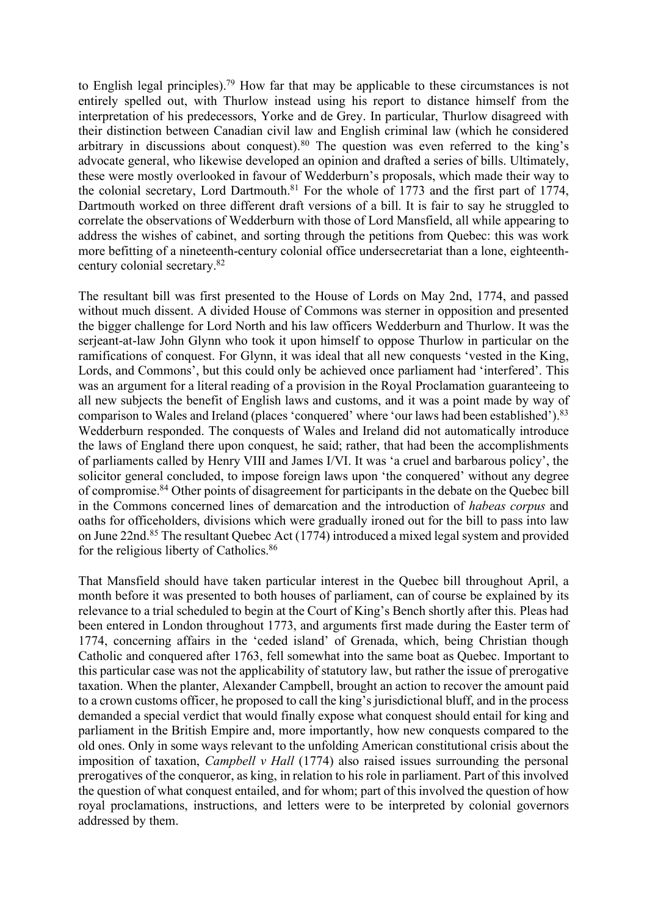to English legal principles).[79] How far that may be applicable to these circumstances is not entirely spelled out, with Thurlow instead using his report to distance himself from the interpretation of his predecessors, Yorke and de Grey. In particular, Thurlow disagreed with their distinction between Canadian civil law and English criminal law (which he considered arbitrary in discussions about conquest).[80] The question was even referred to the king's advocate general, who likewise developed an opinion and drafted a series of bills. Ultimately, these were mostly overlooked in favour of Wedderburn's proposals, which made their way to the colonial secretary, Lord Dartmouth.[81] For the whole of 1773 and the first part of 1774, Dartmouth worked on three different draft versions of a bill. It is fair to say he struggled to correlate the observations of Wedderburn with those of Lord Mansfield, all while appearing to address the wishes of cabinet, and sorting through the petitions from Quebec: this was work more befitting of a nineteenth-century colonial office undersecretariat than a lone, eighteenth-century colonial secretary.[82]

The resultant bill was first presented to the House of Lords on May 2nd, 1774, and passed without much dissent. A divided House of Commons was sterner in opposition and presented the bigger challenge for Lord North and his law officers Wedderburn and Thurlow. It was the serjeant-at-law John Glynn who took it upon himself to oppose Thurlow in particular on the ramifications of conquest. For Glynn, it was ideal that all new conquests 'vested in the King, Lords, and Commons', but this could only be achieved once parliament had 'interfered'. This was an argument for a literal reading of a provision in the Royal Proclamation guaranteeing to all new subjects the benefit of English laws and customs, and it was a point made by way of comparison to Wales and Ireland (places 'conquered' where 'our laws had been established').[83] Wedderburn responded. The conquests of Wales and Ireland did not automatically introduce the laws of England there upon conquest, he said; rather, that had been the accomplishments of parliaments called by Henry VIII and James I/VI. It was 'a cruel and barbarous policy', the solicitor general concluded, to impose foreign laws upon 'the conquered' without any degree of compromise.[84] Other points of disagreement for participants in the debate on the Quebec bill in the Commons concerned lines of demarcation and the introduction of *habeas corpus* and oaths for officeholders, divisions which were gradually ironed out for the bill to pass into law on June 22nd.[85] The resultant Quebec Act (1774) introduced a mixed legal system and provided for the religious liberty of Catholics.[86]

That Mansfield should have taken particular interest in the Quebec bill throughout April, a month before it was presented to both houses of parliament, can of course be explained by its relevance to a trial scheduled to begin at the Court of King's Bench shortly after this. Pleas had been entered in London throughout 1773, and arguments first made during the Easter term of 1774, concerning affairs in the 'ceded island' of Grenada, which, being Christian though Catholic and conquered after 1763, fell somewhat into the same boat as Quebec. Important to this particular case was not the applicability of statutory law, but rather the issue of prerogative taxation. When the planter, Alexander Campbell, brought an action to recover the amount paid to a crown customs officer, he proposed to call the king's jurisdictional bluff, and in the process demanded a special verdict that would finally expose what conquest should entail for king and parliament in the British Empire and, more importantly, how new conquests compared to the old ones. Only in some ways relevant to the unfolding American constitutional crisis about the imposition of taxation, *Campbell v Hall* (1774) also raised issues surrounding the personal prerogatives of the conqueror, as king, in relation to his role in parliament. Part of this involved the question of what conquest entailed, and for whom; part of this involved the question of how royal proclamations, instructions, and letters were to be interpreted by colonial governors addressed by them.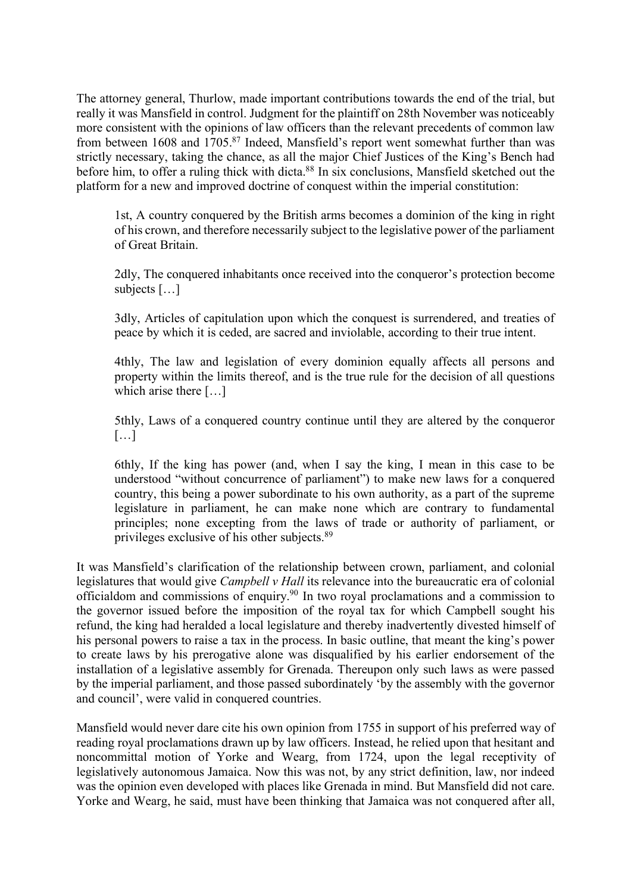The attorney general, Thurlow, made important contributions towards the end of the trial, but really it was Mansfield in control. Judgment for the plaintiff on 28th November was noticeably more consistent with the opinions of law officers than the relevant precedents of common law from between 1608 and 1705.[87] Indeed, Mansfield's report went somewhat further than was strictly necessary, taking the chance, as all the major Chief Justices of the King's Bench had before him, to offer a ruling thick with dicta.[88] In six conclusions, Mansfield sketched out the platform for a new and improved doctrine of conquest within the imperial constitution:

> 1st, A country conquered by the British arms becomes a dominion of the king in right of his crown, and therefore necessarily subject to the legislative power of the parliament of Great Britain.
>
> 2dly, The conquered inhabitants once received into the conqueror's protection become subjects […]
>
> 3dly, Articles of capitulation upon which the conquest is surrendered, and treaties of peace by which it is ceded, are sacred and inviolable, according to their true intent.
>
> 4thly, The law and legislation of every dominion equally affects all persons and property within the limits thereof, and is the true rule for the decision of all questions which arise there […]
>
> 5thly, Laws of a conquered country continue until they are altered by the conqueror […]
>
> 6thly, If the king has power (and, when I say the king, I mean in this case to be understood "without concurrence of parliament") to make new laws for a conquered country, this being a power subordinate to his own authority, as a part of the supreme legislature in parliament, he can make none which are contrary to fundamental principles; none excepting from the laws of trade or authority of parliament, or privileges exclusive of his other subjects.[89]

It was Mansfield's clarification of the relationship between crown, parliament, and colonial legislatures that would give *Campbell v Hall* its relevance into the bureaucratic era of colonial officialdom and commissions of enquiry.[90] In two royal proclamations and a commission to the governor issued before the imposition of the royal tax for which Campbell sought his refund, the king had heralded a local legislature and thereby inadvertently divested himself of his personal powers to raise a tax in the process. In basic outline, that meant the king's power to create laws by his prerogative alone was disqualified by his earlier endorsement of the installation of a legislative assembly for Grenada. Thereupon only such laws as were passed by the imperial parliament, and those passed subordinately 'by the assembly with the governor and council', were valid in conquered countries.

Mansfield would never dare cite his own opinion from 1755 in support of his preferred way of reading royal proclamations drawn up by law officers. Instead, he relied upon that hesitant and noncommittal motion of Yorke and Wearg, from 1724, upon the legal receptivity of legislatively autonomous Jamaica. Now this was not, by any strict definition, law, nor indeed was the opinion even developed with places like Grenada in mind. But Mansfield did not care. Yorke and Wearg, he said, must have been thinking that Jamaica was not conquered after all,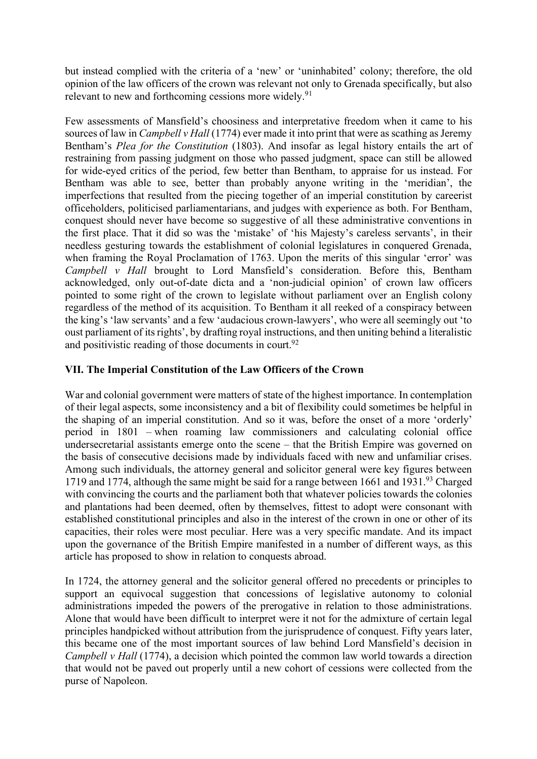but instead complied with the criteria of a 'new' or 'uninhabited' colony; therefore, the old opinion of the law officers of the crown was relevant not only to Grenada specifically, but also relevant to new and forthcoming cessions more widely.[91]

Few assessments of Mansfield's choosiness and interpretative freedom when it came to his sources of law in *Campbell v Hall* (1774) ever made it into print that were as scathing as Jeremy Bentham's *Plea for the Constitution* (1803). And insofar as legal history entails the art of restraining from passing judgment on those who passed judgment, space can still be allowed for wide-eyed critics of the period, few better than Bentham, to appraise for us instead. For Bentham was able to see, better than probably anyone writing in the 'meridian', the imperfections that resulted from the piecing together of an imperial constitution by careerist officeholders, politicised parliamentarians, and judges with experience as both. For Bentham, conquest should never have become so suggestive of all these administrative conventions in the first place. That it did so was the 'mistake' of 'his Majesty's careless servants', in their needless gesturing towards the establishment of colonial legislatures in conquered Grenada, when framing the Royal Proclamation of 1763. Upon the merits of this singular 'error' was *Campbell v Hall* brought to Lord Mansfield's consideration. Before this, Bentham acknowledged, only out-of-date dicta and a 'non-judicial opinion' of crown law officers pointed to some right of the crown to legislate without parliament over an English colony regardless of the method of its acquisition. To Bentham it all reeked of a conspiracy between the king's 'law servants' and a few 'audacious crown-lawyers', who were all seemingly out 'to oust parliament of its rights', by drafting royal instructions, and then uniting behind a literalistic and positivistic reading of those documents in court.[92]

## VII. The Imperial Constitution of the Law Officers of the Crown

War and colonial government were matters of state of the highest importance. In contemplation of their legal aspects, some inconsistency and a bit of flexibility could sometimes be helpful in the shaping of an imperial constitution. And so it was, before the onset of a more 'orderly' period in 1801 – when roaming law commissioners and calculating colonial office undersecretarial assistants emerge onto the scene – that the British Empire was governed on the basis of consecutive decisions made by individuals faced with new and unfamiliar crises. Among such individuals, the attorney general and solicitor general were key figures between 1719 and 1774, although the same might be said for a range between 1661 and 1931.[93] Charged with convincing the courts and the parliament both that whatever policies towards the colonies and plantations had been deemed, often by themselves, fittest to adopt were consonant with established constitutional principles and also in the interest of the crown in one or other of its capacities, their roles were most peculiar. Here was a very specific mandate. And its impact upon the governance of the British Empire manifested in a number of different ways, as this article has proposed to show in relation to conquests abroad.

In 1724, the attorney general and the solicitor general offered no precedents or principles to support an equivocal suggestion that concessions of legislative autonomy to colonial administrations impeded the powers of the prerogative in relation to those administrations. Alone that would have been difficult to interpret were it not for the admixture of certain legal principles handpicked without attribution from the jurisprudence of conquest. Fifty years later, this became one of the most important sources of law behind Lord Mansfield's decision in *Campbell v Hall* (1774), a decision which pointed the common law world towards a direction that would not be paved out properly until a new cohort of cessions were collected from the purse of Napoleon.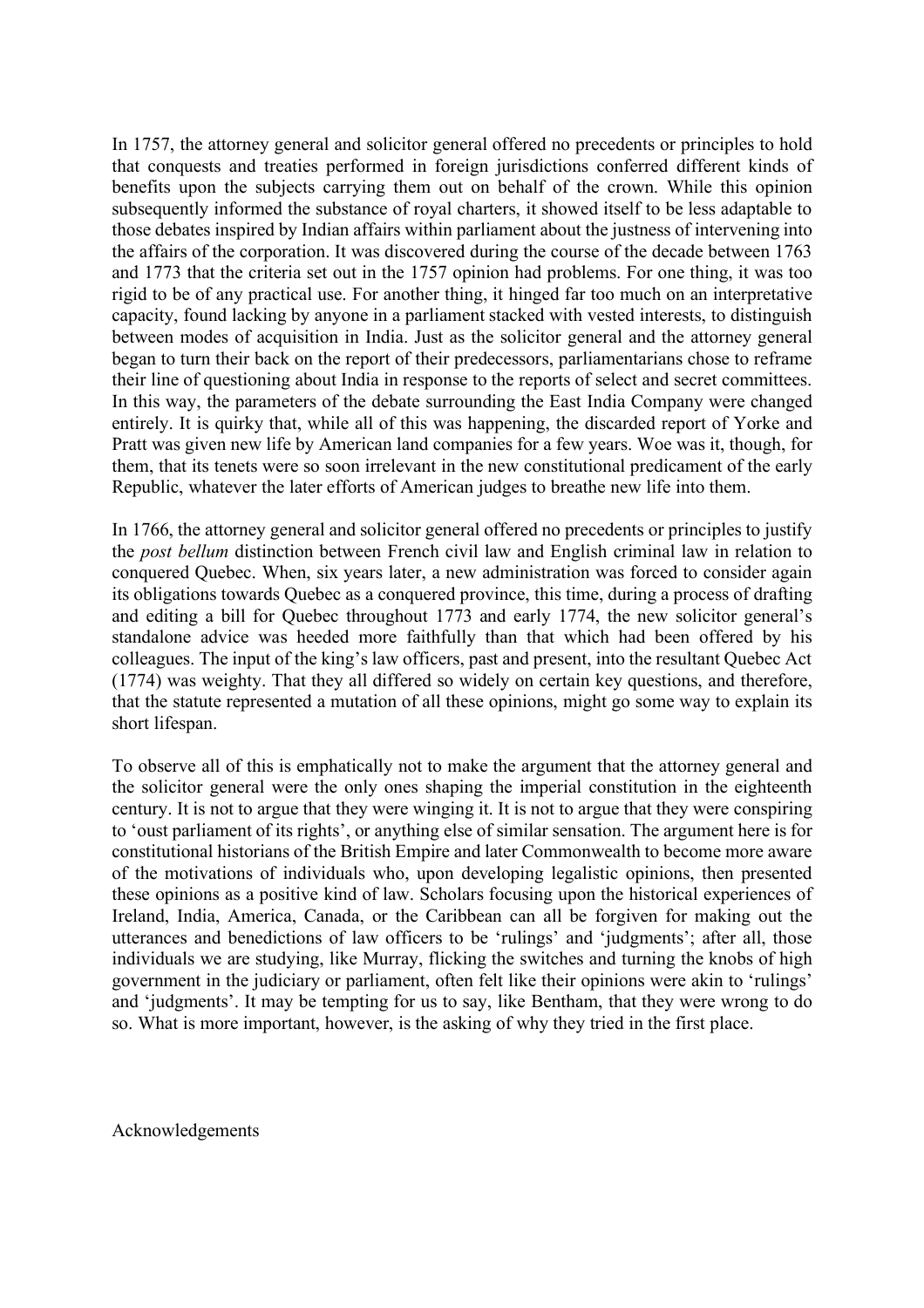In 1757, the attorney general and solicitor general offered no precedents or principles to hold that conquests and treaties performed in foreign jurisdictions conferred different kinds of benefits upon the subjects carrying them out on behalf of the crown. While this opinion subsequently informed the substance of royal charters, it showed itself to be less adaptable to those debates inspired by Indian affairs within parliament about the justness of intervening into the affairs of the corporation. It was discovered during the course of the decade between 1763 and 1773 that the criteria set out in the 1757 opinion had problems. For one thing, it was too rigid to be of any practical use. For another thing, it hinged far too much on an interpretative capacity, found lacking by anyone in a parliament stacked with vested interests, to distinguish between modes of acquisition in India. Just as the solicitor general and the attorney general began to turn their back on the report of their predecessors, parliamentarians chose to reframe their line of questioning about India in response to the reports of select and secret committees. In this way, the parameters of the debate surrounding the East India Company were changed entirely. It is quirky that, while all of this was happening, the discarded report of Yorke and Pratt was given new life by American land companies for a few years. Woe was it, though, for them, that its tenets were so soon irrelevant in the new constitutional predicament of the early Republic, whatever the later efforts of American judges to breathe new life into them.

In 1766, the attorney general and solicitor general offered no precedents or principles to justify the *post bellum* distinction between French civil law and English criminal law in relation to conquered Quebec. When, six years later, a new administration was forced to consider again its obligations towards Quebec as a conquered province, this time, during a process of drafting and editing a bill for Quebec throughout 1773 and early 1774, the new solicitor general's standalone advice was heeded more faithfully than that which had been offered by his colleagues. The input of the king's law officers, past and present, into the resultant Quebec Act (1774) was weighty. That they all differed so widely on certain key questions, and therefore, that the statute represented a mutation of all these opinions, might go some way to explain its short lifespan.

To observe all of this is emphatically not to make the argument that the attorney general and the solicitor general were the only ones shaping the imperial constitution in the eighteenth century. It is not to argue that they were winging it. It is not to argue that they were conspiring to 'oust parliament of its rights', or anything else of similar sensation. The argument here is for constitutional historians of the British Empire and later Commonwealth to become more aware of the motivations of individuals who, upon developing legalistic opinions, then presented these opinions as a positive kind of law. Scholars focusing upon the historical experiences of Ireland, India, America, Canada, or the Caribbean can all be forgiven for making out the utterances and benedictions of law officers to be 'rulings' and 'judgments'; after all, those individuals we are studying, like Murray, flicking the switches and turning the knobs of high government in the judiciary or parliament, often felt like their opinions were akin to 'rulings' and 'judgments'. It may be tempting for us to say, like Bentham, that they were wrong to do so. What is more important, however, is the asking of why they tried in the first place.

Acknowledgements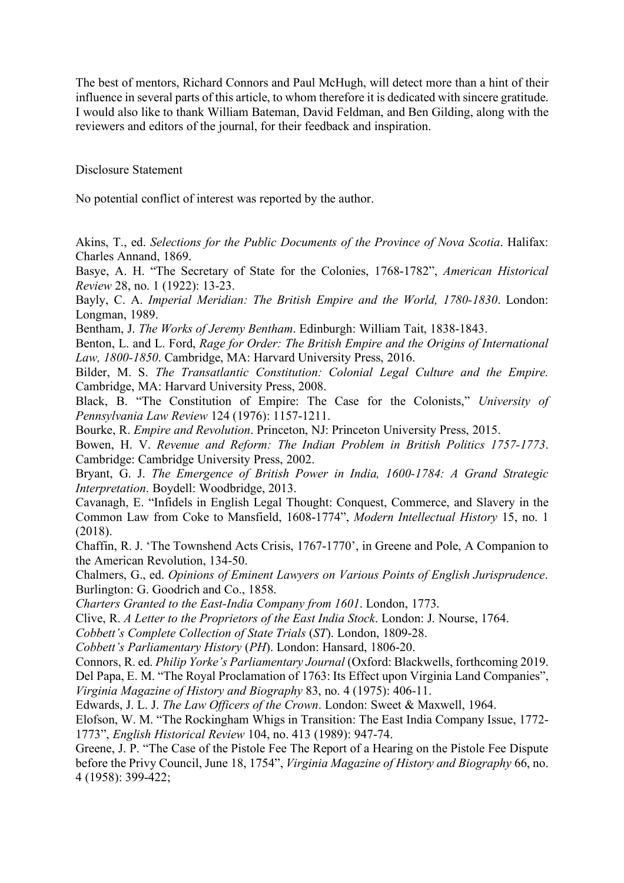The best of mentors, Richard Connors and Paul McHugh, will detect more than a hint of their influence in several parts of this article, to whom therefore it is dedicated with sincere gratitude. I would also like to thank William Bateman, David Feldman, and Ben Gilding, along with the reviewers and editors of the journal, for their feedback and inspiration.

Disclosure Statement

No potential conflict of interest was reported by the author.

Akins, T., ed. *Selections for the Public Documents of the Province of Nova Scotia*. Halifax: Charles Annand, 1869.

Basye, A. H. "The Secretary of State for the Colonies, 1768-1782", *American Historical Review* 28, no. 1 (1922): 13-23.

Bayly, C. A. *Imperial Meridian: The British Empire and the World, 1780-1830*. London: Longman, 1989.

Bentham, J. *The Works of Jeremy Bentham*. Edinburgh: William Tait, 1838-1843.

Benton, L. and L. Ford, *Rage for Order: The British Empire and the Origins of International Law, 1800-1850*. Cambridge, MA: Harvard University Press, 2016.

Bilder, M. S. *The Transatlantic Constitution: Colonial Legal Culture and the Empire.* Cambridge, MA: Harvard University Press, 2008.

Black, B. "The Constitution of Empire: The Case for the Colonists," *University of Pennsylvania Law Review* 124 (1976): 1157-1211.

Bourke, R. *Empire and Revolution*. Princeton, NJ: Princeton University Press, 2015.

Bowen, H. V. *Revenue and Reform: The Indian Problem in British Politics 1757-1773*. Cambridge: Cambridge University Press, 2002.

Bryant, G. J. *The Emergence of British Power in India, 1600-1784: A Grand Strategic Interpretation*. Boydell: Woodbridge, 2013.

Cavanagh, E. "Infidels in English Legal Thought: Conquest, Commerce, and Slavery in the Common Law from Coke to Mansfield, 1608-1774", *Modern Intellectual History* 15, no. 1 (2018).

Chaffin, R. J. 'The Townshend Acts Crisis, 1767-1770', in Greene and Pole, A Companion to the American Revolution, 134-50.

Chalmers, G., ed. *Opinions of Eminent Lawyers on Various Points of English Jurisprudence*. Burlington: G. Goodrich and Co., 1858.

*Charters Granted to the East-India Company from 1601*. London, 1773.

Clive, R. *A Letter to the Proprietors of the East India Stock*. London: J. Nourse, 1764.

*Cobbett's Complete Collection of State Trials* (*ST*). London, 1809-28.

*Cobbett's Parliamentary History* (*PH*). London: Hansard, 1806-20.

Connors, R. ed. *Philip Yorke's Parliamentary Journal* (Oxford: Blackwells, forthcoming 2019.

Del Papa, E. M. "The Royal Proclamation of 1763: Its Effect upon Virginia Land Companies", *Virginia Magazine of History and Biography* 83, no. 4 (1975): 406-11.

Edwards, J. L. J. *The Law Officers of the Crown*. London: Sweet & Maxwell, 1964.

Elofson, W. M. "The Rockingham Whigs in Transition: The East India Company Issue, 1772-1773", *English Historical Review* 104, no. 413 (1989): 947-74.

Greene, J. P. "The Case of the Pistole Fee The Report of a Hearing on the Pistole Fee Dispute before the Privy Council, June 18, 1754", *Virginia Magazine of History and Biography* 66, no. 4 (1958): 399-422;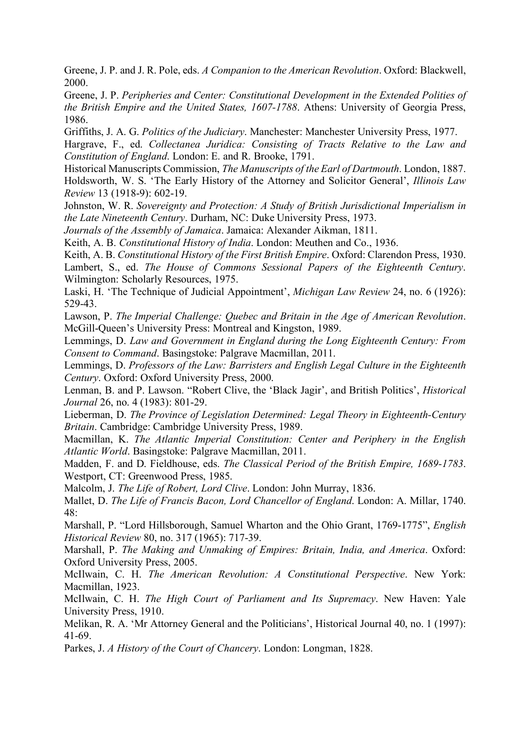Greene, J. P. and J. R. Pole, eds. *A Companion to the American Revolution*. Oxford: Blackwell, 2000.

Greene, J. P. *Peripheries and Center: Constitutional Development in the Extended Polities of the British Empire and the United States, 1607-1788*. Athens: University of Georgia Press, 1986.

Griffiths, J. A. G. *Politics of the Judiciary*. Manchester: Manchester University Press, 1977.

Hargrave, F., ed. *Collectanea Juridica: Consisting of Tracts Relative to the Law and Constitution of England*. London: E. and R. Brooke, 1791.

Historical Manuscripts Commission, *The Manuscripts of the Earl of Dartmouth*. London, 1887.

Holdsworth, W. S. 'The Early History of the Attorney and Solicitor General', *Illinois Law Review* 13 (1918-9): 602-19.

Johnston, W. R. *Sovereignty and Protection: A Study of British Jurisdictional Imperialism in the Late Nineteenth Century*. Durham, NC: Duke University Press, 1973.

*Journals of the Assembly of Jamaica*. Jamaica: Alexander Aikman, 1811.

Keith, A. B. *Constitutional History of India*. London: Meuthen and Co., 1936.

Keith, A. B. *Constitutional History of the First British Empire*. Oxford: Clarendon Press, 1930.

Lambert, S., ed. *The House of Commons Sessional Papers of the Eighteenth Century*. Wilmington: Scholarly Resources, 1975.

Laski, H. 'The Technique of Judicial Appointment', *Michigan Law Review* 24, no. 6 (1926): 529-43.

Lawson, P. *The Imperial Challenge: Quebec and Britain in the Age of American Revolution*. McGill-Queen's University Press: Montreal and Kingston, 1989.

Lemmings, D. *Law and Government in England during the Long Eighteenth Century: From Consent to Command*. Basingstoke: Palgrave Macmillan, 2011.

Lemmings, D. *Professors of the Law: Barristers and English Legal Culture in the Eighteenth Century*. Oxford: Oxford University Press, 2000.

Lenman, B. and P. Lawson. "Robert Clive, the 'Black Jagir', and British Politics', *Historical Journal* 26, no. 4 (1983): 801-29.

Lieberman, D. *The Province of Legislation Determined: Legal Theory in Eighteenth-Century Britain*. Cambridge: Cambridge University Press, 1989.

Macmillan, K. *The Atlantic Imperial Constitution: Center and Periphery in the English Atlantic World*. Basingstoke: Palgrave Macmillan, 2011.

Madden, F. and D. Fieldhouse, eds. *The Classical Period of the British Empire, 1689-1783*. Westport, CT: Greenwood Press, 1985.

Malcolm, J. *The Life of Robert, Lord Clive*. London: John Murray, 1836.

Mallet, D. *The Life of Francis Bacon, Lord Chancellor of England*. London: A. Millar, 1740. 48:

Marshall, P. "Lord Hillsborough, Samuel Wharton and the Ohio Grant, 1769-1775", *English Historical Review* 80, no. 317 (1965): 717-39.

Marshall, P. *The Making and Unmaking of Empires: Britain, India, and America*. Oxford: Oxford University Press, 2005.

McIlwain, C. H. *The American Revolution: A Constitutional Perspective*. New York: Macmillan, 1923.

McIlwain, C. H. *The High Court of Parliament and Its Supremacy*. New Haven: Yale University Press, 1910.

Melikan, R. A. 'Mr Attorney General and the Politicians', Historical Journal 40, no. 1 (1997): 41-69.

Parkes, J. *A History of the Court of Chancery*. London: Longman, 1828.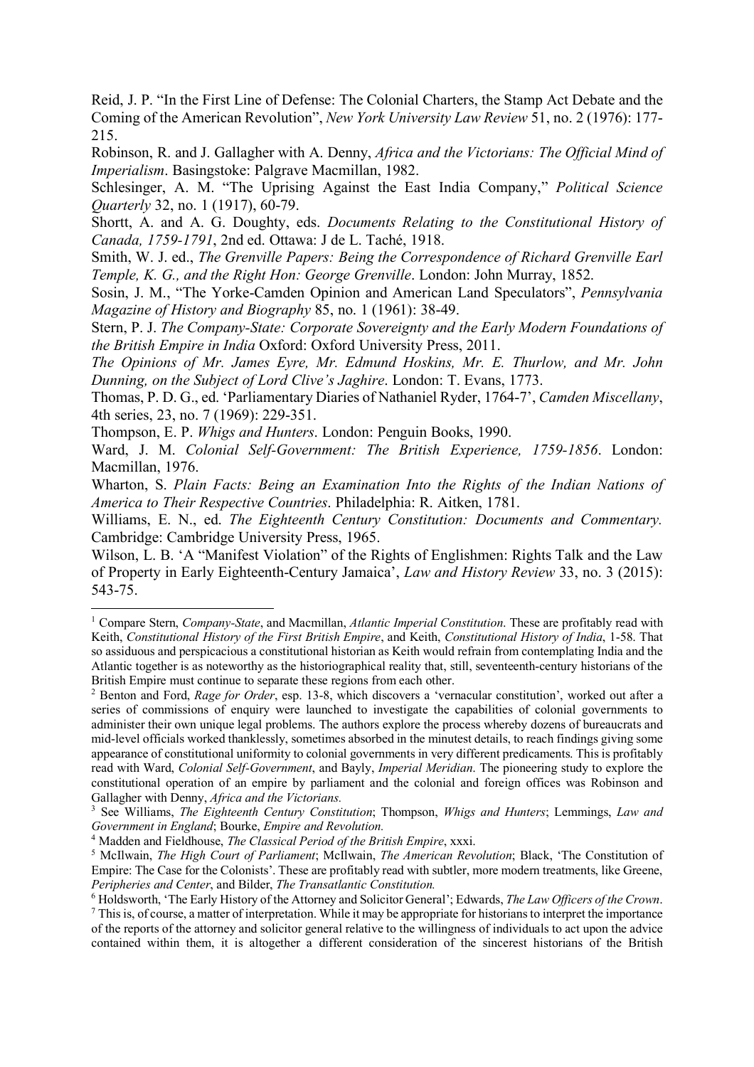Reid, J. P. "In the First Line of Defense: The Colonial Charters, the Stamp Act Debate and the Coming of the American Revolution", *New York University Law Review* 51, no. 2 (1976): 177-215.

Robinson, R. and J. Gallagher with A. Denny, *Africa and the Victorians: The Official Mind of Imperialism*. Basingstoke: Palgrave Macmillan, 1982.

Schlesinger, A. M. "The Uprising Against the East India Company," *Political Science Quarterly* 32, no. 1 (1917), 60-79.

Shortt, A. and A. G. Doughty, eds. *Documents Relating to the Constitutional History of Canada, 1759-1791*, 2nd ed. Ottawa: J de L. Taché, 1918.

Smith, W. J. ed., *The Grenville Papers: Being the Correspondence of Richard Grenville Earl Temple, K. G., and the Right Hon: George Grenville*. London: John Murray, 1852.

Sosin, J. M., "The Yorke-Camden Opinion and American Land Speculators", *Pennsylvania Magazine of History and Biography* 85, no. 1 (1961): 38-49.

Stern, P. J. *The Company-State: Corporate Sovereignty and the Early Modern Foundations of the British Empire in India* Oxford: Oxford University Press, 2011.

*The Opinions of Mr. James Eyre, Mr. Edmund Hoskins, Mr. E. Thurlow, and Mr. John Dunning, on the Subject of Lord Clive's Jaghire*. London: T. Evans, 1773.

Thomas, P. D. G., ed. 'Parliamentary Diaries of Nathaniel Ryder, 1764-7', *Camden Miscellany*, 4th series, 23, no. 7 (1969): 229-351.

Thompson, E. P. *Whigs and Hunters*. London: Penguin Books, 1990.

Ward, J. M. *Colonial Self-Government: The British Experience, 1759-1856*. London: Macmillan, 1976.

Wharton, S. *Plain Facts: Being an Examination Into the Rights of the Indian Nations of America to Their Respective Countries*. Philadelphia: R. Aitken, 1781.

Williams, E. N., ed. *The Eighteenth Century Constitution: Documents and Commentary.* Cambridge: Cambridge University Press, 1965.

Wilson, L. B. 'A "Manifest Violation" of the Rights of Englishmen: Rights Talk and the Law of Property in Early Eighteenth-Century Jamaica', *Law and History Review* 33, no. 3 (2015): 543-75.

---

[1] Compare Stern, *Company-State*, and Macmillan, *Atlantic Imperial Constitution*. These are profitably read with Keith, *Constitutional History of the First British Empire*, and Keith, *Constitutional History of India*, 1-58. That so assiduous and perspicacious a constitutional historian as Keith would refrain from contemplating India and the Atlantic together is as noteworthy as the historiographical reality that, still, seventeenth-century historians of the British Empire must continue to separate these regions from each other.

[2] Benton and Ford, *Rage for Order*, esp. 13-8, which discovers a 'vernacular constitution', worked out after a series of commissions of enquiry were launched to investigate the capabilities of colonial governments to administer their own unique legal problems. The authors explore the process whereby dozens of bureaucrats and mid-level officials worked thanklessly, sometimes absorbed in the minutest details, to reach findings giving some appearance of constitutional uniformity to colonial governments in very different predicaments. This is profitably read with Ward, *Colonial Self-Government*, and Bayly, *Imperial Meridian*. The pioneering study to explore the constitutional operation of an empire by parliament and the colonial and foreign offices was Robinson and Gallagher with Denny, *Africa and the Victorians.*

[3] See Williams, *The Eighteenth Century Constitution*; Thompson, *Whigs and Hunters*; Lemmings, *Law and Government in England*; Bourke, *Empire and Revolution.*

[4] Madden and Fieldhouse, *The Classical Period of the British Empire*, xxxi.

[5] McIlwain, *The High Court of Parliament*; McIlwain, *The American Revolution*; Black, 'The Constitution of Empire: The Case for the Colonists'. These are profitably read with subtler, more modern treatments, like Greene, *Peripheries and Center*, and Bilder, *The Transatlantic Constitution.*

[6] Holdsworth, 'The Early History of the Attorney and Solicitor General'; Edwards, *The Law Officers of the Crown*.

[7] This is, of course, a matter of interpretation. While it may be appropriate for historians to interpret the importance of the reports of the attorney and solicitor general relative to the willingness of individuals to act upon the advice contained within them, it is altogether a different consideration of the sincerest historians of the British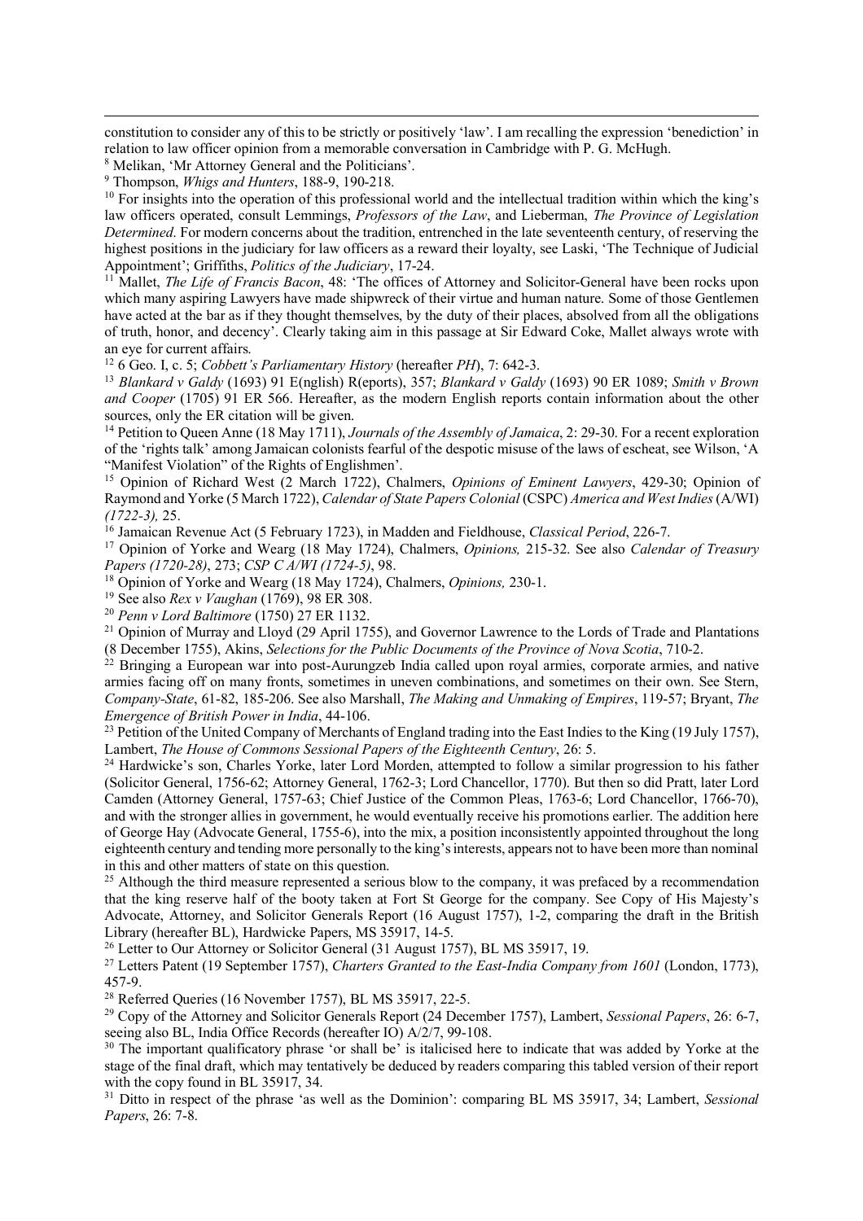constitution to consider any of this to be strictly or positively 'law'. I am recalling the expression 'benediction' in relation to law officer opinion from a memorable conversation in Cambridge with P. G. McHugh.

[8] Melikan, 'Mr Attorney General and the Politicians'.

[9] Thompson, *Whigs and Hunters*, 188-9, 190-218.

[10] For insights into the operation of this professional world and the intellectual tradition within which the king's law officers operated, consult Lemmings, *Professors of the Law*, and Lieberman, *The Province of Legislation Determined*. For modern concerns about the tradition, entrenched in the late seventeenth century, of reserving the highest positions in the judiciary for law officers as a reward their loyalty, see Laski, 'The Technique of Judicial Appointment'; Griffiths, *Politics of the Judiciary*, 17-24.

[11] Mallet, *The Life of Francis Bacon*, 48: 'The offices of Attorney and Solicitor-General have been rocks upon which many aspiring Lawyers have made shipwreck of their virtue and human nature. Some of those Gentlemen have acted at the bar as if they thought themselves, by the duty of their places, absolved from all the obligations of truth, honor, and decency'. Clearly taking aim in this passage at Sir Edward Coke, Mallet always wrote with an eye for current affairs.

[12] 6 Geo. I, c. 5; *Cobbett's Parliamentary History* (hereafter *PH*), 7: 642-3.

[13] *Blankard v Galdy* (1693) 91 E(nglish) R(eports), 357; *Blankard v Galdy* (1693) 90 ER 1089; *Smith v Brown and Cooper* (1705) 91 ER 566. Hereafter, as the modern English reports contain information about the other sources, only the ER citation will be given.

[14] Petition to Queen Anne (18 May 1711), *Journals of the Assembly of Jamaica*, 2: 29-30. For a recent exploration of the 'rights talk' among Jamaican colonists fearful of the despotic misuse of the laws of escheat, see Wilson, 'A "Manifest Violation" of the Rights of Englishmen'.

[15] Opinion of Richard West (2 March 1722), Chalmers, *Opinions of Eminent Lawyers*, 429-30; Opinion of Raymond and Yorke (5 March 1722), *Calendar of State Papers Colonial* (CSPC) *America and West Indies* (A/WI) *(1722-3),* 25.

[16] Jamaican Revenue Act (5 February 1723), in Madden and Fieldhouse, *Classical Period*, 226-7.

[17] Opinion of Yorke and Wearg (18 May 1724), Chalmers, *Opinions,* 215-32. See also *Calendar of Treasury Papers (1720-28)*, 273; *CSP C A/WI (1724-5)*, 98.

[18] Opinion of Yorke and Wearg (18 May 1724), Chalmers, *Opinions,* 230-1.

[19] See also *Rex v Vaughan* (1769), 98 ER 308.

[20] *Penn v Lord Baltimore* (1750) 27 ER 1132.

[21] Opinion of Murray and Lloyd (29 April 1755), and Governor Lawrence to the Lords of Trade and Plantations (8 December 1755), Akins, *Selections for the Public Documents of the Province of Nova Scotia*, 710-2.

[22] Bringing a European war into post-Aurungzeb India called upon royal armies, corporate armies, and native armies facing off on many fronts, sometimes in uneven combinations, and sometimes on their own. See Stern, *Company-State*, 61-82, 185-206. See also Marshall, *The Making and Unmaking of Empires*, 119-57; Bryant, *The Emergence of British Power in India*, 44-106.

[23] Petition of the United Company of Merchants of England trading into the East Indies to the King (19 July 1757), Lambert, *The House of Commons Sessional Papers of the Eighteenth Century*, 26: 5.

[24] Hardwicke's son, Charles Yorke, later Lord Morden, attempted to follow a similar progression to his father (Solicitor General, 1756-62; Attorney General, 1762-3; Lord Chancellor, 1770). But then so did Pratt, later Lord Camden (Attorney General, 1757-63; Chief Justice of the Common Pleas, 1763-6; Lord Chancellor, 1766-70), and with the stronger allies in government, he would eventually receive his promotions earlier. The addition here of George Hay (Advocate General, 1755-6), into the mix, a position inconsistently appointed throughout the long eighteenth century and tending more personally to the king's interests, appears not to have been more than nominal in this and other matters of state on this question.

[25] Although the third measure represented a serious blow to the company, it was prefaced by a recommendation that the king reserve half of the booty taken at Fort St George for the company. See Copy of His Majesty's Advocate, Attorney, and Solicitor Generals Report (16 August 1757), 1-2, comparing the draft in the British Library (hereafter BL), Hardwicke Papers, MS 35917, 14-5.

[26] Letter to Our Attorney or Solicitor General (31 August 1757), BL MS 35917, 19.

[27] Letters Patent (19 September 1757), *Charters Granted to the East-India Company from 1601* (London, 1773), 457-9.

[28] Referred Queries (16 November 1757), BL MS 35917, 22-5.

[29] Copy of the Attorney and Solicitor Generals Report (24 December 1757), Lambert, *Sessional Papers*, 26: 6-7, seeing also BL, India Office Records (hereafter IO) A/2/7, 99-108.

[30] The important qualificatory phrase 'or shall be' is italicised here to indicate that was added by Yorke at the stage of the final draft, which may tentatively be deduced by readers comparing this tabled version of their report with the copy found in BL 35917, 34.

[31] Ditto in respect of the phrase 'as well as the Dominion': comparing BL MS 35917, 34; Lambert, *Sessional Papers*, 26: 7-8.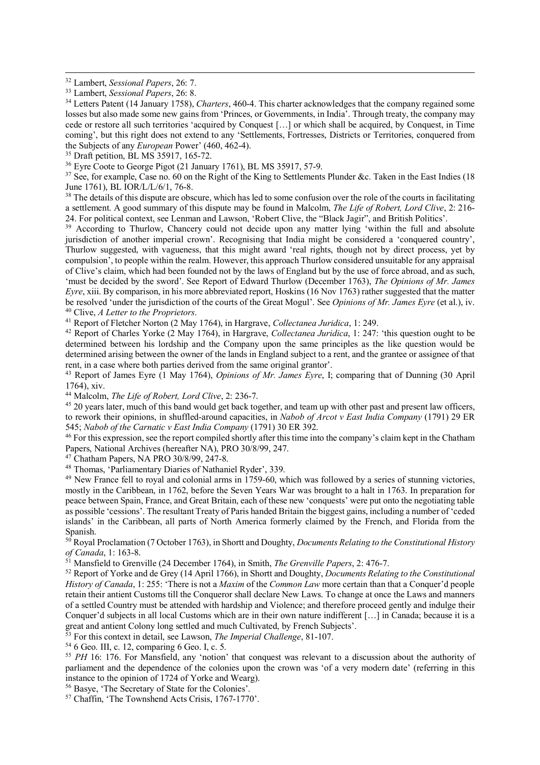[32] Lambert, *Sessional Papers*, 26: 7.

[33] Lambert, *Sessional Papers*, 26: 8.

[34] Letters Patent (14 January 1758), *Charters*, 460-4. This charter acknowledges that the company regained some losses but also made some new gains from 'Princes, or Governments, in India'. Through treaty, the company may cede or restore all such territories 'acquired by Conquest […] or which shall be acquired, by Conquest, in Time coming', but this right does not extend to any 'Settlements, Fortresses, Districts or Territories, conquered from the Subjects of any *European* Power' (460, 462-4).

[35] Draft petition, BL MS 35917, 165-72.

[36] Eyre Coote to George Pigot (21 January 1761), BL MS 35917, 57-9.

[37] See, for example, Case no. 60 on the Right of the King to Settlements Plunder &c. Taken in the East Indies (18 June 1761), BL IOR/L/L/6/1, 76-8.

[38] The details of this dispute are obscure, which has led to some confusion over the role of the courts in facilitating a settlement. A good summary of this dispute may be found in Malcolm, *The Life of Robert, Lord Clive*, 2: 216-24. For political context, see Lenman and Lawson, 'Robert Clive, the "Black Jagir", and British Politics'.

[39] According to Thurlow, Chancery could not decide upon any matter lying 'within the full and absolute jurisdiction of another imperial crown'. Recognising that India might be considered a 'conquered country', Thurlow suggested, with vagueness, that this might award 'real rights, though not by direct process, yet by compulsion', to people within the realm. However, this approach Thurlow considered unsuitable for any appraisal of Clive's claim, which had been founded not by the laws of England but by the use of force abroad, and as such, 'must be decided by the sword'. See Report of Edward Thurlow (December 1763), *The Opinions of Mr. James Eyre*, xiii. By comparison, in his more abbreviated report, Hoskins (16 Nov 1763) rather suggested that the matter be resolved 'under the jurisdiction of the courts of the Great Mogul'. See *Opinions of Mr. James Eyre* (et al.), iv.

[40] Clive, *A Letter to the Proprietors*.

[41] Report of Fletcher Norton (2 May 1764), in Hargrave, *Collectanea Juridica*, 1: 249.

[42] Report of Charles Yorke (2 May 1764), in Hargrave, *Collectanea Juridica*, 1: 247: 'this question ought to be determined between his lordship and the Company upon the same principles as the like question would be determined arising between the owner of the lands in England subject to a rent, and the grantee or assignee of that rent, in a case where both parties derived from the same original grantor'.

[43] Report of James Eyre (1 May 1764), *Opinions of Mr. James Eyre*, I; comparing that of Dunning (30 April 1764), xiv.

[44] Malcolm, *The Life of Robert, Lord Clive*, 2: 236-7.

[45] 20 years later, much of this band would get back together, and team up with other past and present law officers, to rework their opinions, in shuffled-around capacities, in *Nabob of Arcot v East India Company* (1791) 29 ER 545; *Nabob of the Carnatic v East India Company* (1791) 30 ER 392.

[46] For this expression, see the report compiled shortly after this time into the company's claim kept in the Chatham Papers, National Archives (hereafter NA), PRO 30/8/99, 247.

[47] Chatham Papers, NA PRO 30/8/99, 247-8.

[48] Thomas, 'Parliamentary Diaries of Nathaniel Ryder', 339.

[49] New France fell to royal and colonial arms in 1759-60, which was followed by a series of stunning victories, mostly in the Caribbean, in 1762, before the Seven Years War was brought to a halt in 1763. In preparation for peace between Spain, France, and Great Britain, each of these new 'conquests' were put onto the negotiating table as possible 'cessions'. The resultant Treaty of Paris handed Britain the biggest gains, including a number of 'ceded islands' in the Caribbean, all parts of North America formerly claimed by the French, and Florida from the Spanish.

[50] Royal Proclamation (7 October 1763), in Shortt and Doughty, *Documents Relating to the Constitutional History of Canada*, 1: 163-8.

[51] Mansfield to Grenville (24 December 1764), in Smith, *The Grenville Papers*, 2: 476-7.

[52] Report of Yorke and de Grey (14 April 1766), in Shortt and Doughty, *Documents Relating to the Constitutional History of Canada*, 1: 255: 'There is not a *Maxim* of the *Common Law* more certain than that a Conquer'd people retain their antient Customs till the Conqueror shall declare New Laws. To change at once the Laws and manners of a settled Country must be attended with hardship and Violence; and therefore proceed gently and indulge their Conquer'd subjects in all local Customs which are in their own nature indifferent […] in Canada; because it is a great and antient Colony long settled and much Cultivated, by French Subjects'.

[53] For this context in detail, see Lawson, *The Imperial Challenge*, 81-107.

[54] 6 Geo. III, c. 12, comparing 6 Geo. I, c. 5.

[55] *PH* 16: 176. For Mansfield, any 'notion' that conquest was relevant to a discussion about the authority of parliament and the dependence of the colonies upon the crown was 'of a very modern date' (referring in this instance to the opinion of 1724 of Yorke and Wearg).

[56] Basye, 'The Secretary of State for the Colonies'.

[57] Chaffin, 'The Townshend Acts Crisis, 1767-1770'.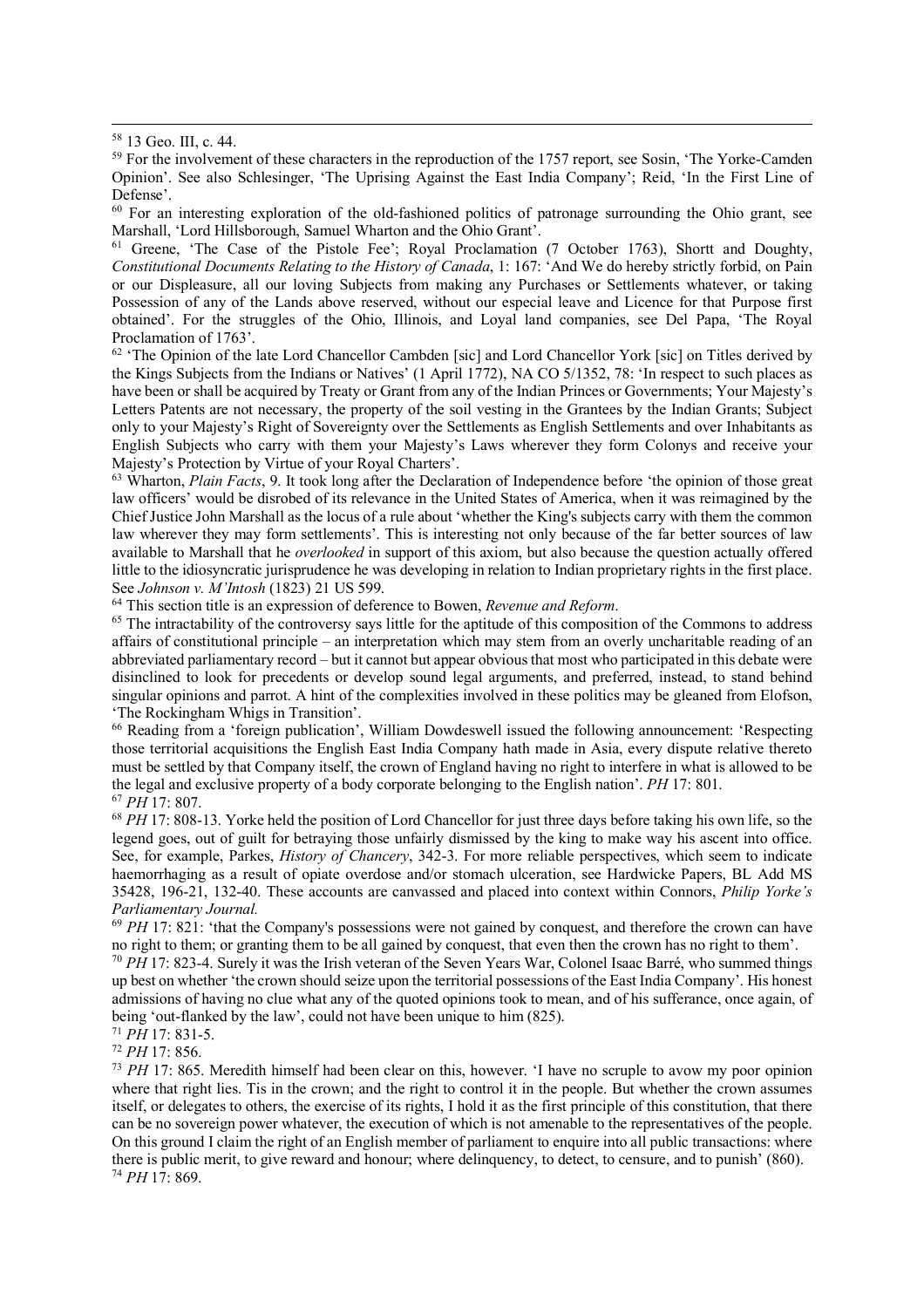[58] 13 Geo. III, c. 44.

[59] For the involvement of these characters in the reproduction of the 1757 report, see Sosin, 'The Yorke-Camden Opinion'. See also Schlesinger, 'The Uprising Against the East India Company'; Reid, 'In the First Line of Defense'.

[60] For an interesting exploration of the old-fashioned politics of patronage surrounding the Ohio grant, see Marshall, 'Lord Hillsborough, Samuel Wharton and the Ohio Grant'.

[61] Greene, 'The Case of the Pistole Fee'; Royal Proclamation (7 October 1763), Shortt and Doughty, *Constitutional Documents Relating to the History of Canada*, 1: 167: 'And We do hereby strictly forbid, on Pain or our Displeasure, all our loving Subjects from making any Purchases or Settlements whatever, or taking Possession of any of the Lands above reserved, without our especial leave and Licence for that Purpose first obtained'. For the struggles of the Ohio, Illinois, and Loyal land companies, see Del Papa, 'The Royal Proclamation of 1763'.

[62] 'The Opinion of the late Lord Chancellor Cambden [sic] and Lord Chancellor York [sic] on Titles derived by the Kings Subjects from the Indians or Natives' (1 April 1772), NA CO 5/1352, 78: 'In respect to such places as have been or shall be acquired by Treaty or Grant from any of the Indian Princes or Governments; Your Majesty's Letters Patents are not necessary, the property of the soil vesting in the Grantees by the Indian Grants; Subject only to your Majesty's Right of Sovereignty over the Settlements as English Settlements and over Inhabitants as English Subjects who carry with them your Majesty's Laws wherever they form Colonys and receive your Majesty's Protection by Virtue of your Royal Charters'.

[63] Wharton, *Plain Facts*, 9. It took long after the Declaration of Independence before 'the opinion of those great law officers' would be disrobed of its relevance in the United States of America, when it was reimagined by the Chief Justice John Marshall as the locus of a rule about 'whether the King's subjects carry with them the common law wherever they may form settlements'. This is interesting not only because of the far better sources of law available to Marshall that he *overlooked* in support of this axiom, but also because the question actually offered little to the idiosyncratic jurisprudence he was developing in relation to Indian proprietary rights in the first place. See *Johnson v. M'Intosh* (1823) 21 US 599.

[64] This section title is an expression of deference to Bowen, *Revenue and Reform*.

[65] The intractability of the controversy says little for the aptitude of this composition of the Commons to address affairs of constitutional principle – an interpretation which may stem from an overly uncharitable reading of an abbreviated parliamentary record – but it cannot but appear obvious that most who participated in this debate were disinclined to look for precedents or develop sound legal arguments, and preferred, instead, to stand behind singular opinions and parrot. A hint of the complexities involved in these politics may be gleaned from Elofson, 'The Rockingham Whigs in Transition'.

[66] Reading from a 'foreign publication', William Dowdeswell issued the following announcement: 'Respecting those territorial acquisitions the English East India Company hath made in Asia, every dispute relative thereto must be settled by that Company itself, the crown of England having no right to interfere in what is allowed to be the legal and exclusive property of a body corporate belonging to the English nation'. *PH* 17: 801.

[67] *PH* 17: 807.

[68] *PH* 17: 808-13. Yorke held the position of Lord Chancellor for just three days before taking his own life, so the legend goes, out of guilt for betraying those unfairly dismissed by the king to make way his ascent into office. See, for example, Parkes, *History of Chancery*, 342-3. For more reliable perspectives, which seem to indicate haemorrhaging as a result of opiate overdose and/or stomach ulceration, see Hardwicke Papers, BL Add MS 35428, 196-21, 132-40. These accounts are canvassed and placed into context within Connors, *Philip Yorke's Parliamentary Journal.*

[69] *PH* 17: 821: 'that the Company's possessions were not gained by conquest, and therefore the crown can have no right to them; or granting them to be all gained by conquest, that even then the crown has no right to them'.

[70] *PH* 17: 823-4. Surely it was the Irish veteran of the Seven Years War, Colonel Isaac Barré, who summed things up best on whether 'the crown should seize upon the territorial possessions of the East India Company'. His honest admissions of having no clue what any of the quoted opinions took to mean, and of his sufferance, once again, of being 'out-flanked by the law', could not have been unique to him (825).

[71] *PH* 17: 831-5.

[72] *PH* 17: 856.

[73] *PH* 17: 865. Meredith himself had been clear on this, however. 'I have no scruple to avow my poor opinion where that right lies. Tis in the crown; and the right to control it in the people. But whether the crown assumes itself, or delegates to others, the exercise of its rights, I hold it as the first principle of this constitution, that there can be no sovereign power whatever, the execution of which is not amenable to the representatives of the people. On this ground I claim the right of an English member of parliament to enquire into all public transactions: where there is public merit, to give reward and honour; where delinquency, to detect, to censure, and to punish' (860).

[74] *PH* 17: 869.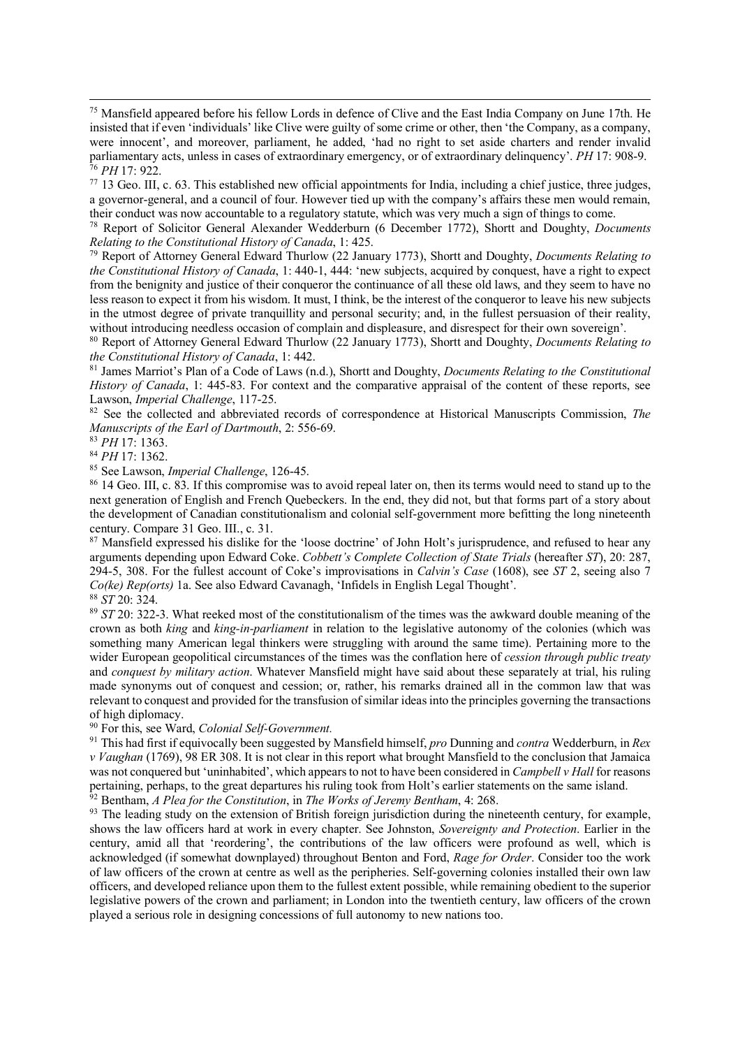[75] Mansfield appeared before his fellow Lords in defence of Clive and the East India Company on June 17th. He insisted that if even 'individuals' like Clive were guilty of some crime or other, then 'the Company, as a company, were innocent', and moreover, parliament, he added, 'had no right to set aside charters and render invalid parliamentary acts, unless in cases of extraordinary emergency, or of extraordinary delinquency'. *PH* 17: 908-9.

[76] *PH* 17: 922.

[77] 13 Geo. III, c. 63. This established new official appointments for India, including a chief justice, three judges, a governor-general, and a council of four. However tied up with the company's affairs these men would remain, their conduct was now accountable to a regulatory statute, which was very much a sign of things to come.

[78] Report of Solicitor General Alexander Wedderburn (6 December 1772), Shortt and Doughty, *Documents Relating to the Constitutional History of Canada*, 1: 425.

[79] Report of Attorney General Edward Thurlow (22 January 1773), Shortt and Doughty, *Documents Relating to the Constitutional History of Canada*, 1: 440-1, 444: 'new subjects, acquired by conquest, have a right to expect from the benignity and justice of their conqueror the continuance of all these old laws, and they seem to have no less reason to expect it from his wisdom. It must, I think, be the interest of the conqueror to leave his new subjects in the utmost degree of private tranquillity and personal security; and, in the fullest persuasion of their reality, without introducing needless occasion of complain and displeasure, and disrespect for their own sovereign'.

[80] Report of Attorney General Edward Thurlow (22 January 1773), Shortt and Doughty, *Documents Relating to the Constitutional History of Canada*, 1: 442.

[81] James Marriot's Plan of a Code of Laws (n.d.), Shortt and Doughty, *Documents Relating to the Constitutional History of Canada*, 1: 445-83. For context and the comparative appraisal of the content of these reports, see Lawson, *Imperial Challenge*, 117-25.

[82] See the collected and abbreviated records of correspondence at Historical Manuscripts Commission, *The Manuscripts of the Earl of Dartmouth*, 2: 556-69.

[83] *PH* 17: 1363.

[84] *PH* 17: 1362.

[85] See Lawson, *Imperial Challenge*, 126-45.

[86] 14 Geo. III, c. 83. If this compromise was to avoid repeal later on, then its terms would need to stand up to the next generation of English and French Quebeckers. In the end, they did not, but that forms part of a story about the development of Canadian constitutionalism and colonial self-government more befitting the long nineteenth century. Compare 31 Geo. III., c. 31.

[87] Mansfield expressed his dislike for the 'loose doctrine' of John Holt's jurisprudence, and refused to hear any arguments depending upon Edward Coke. *Cobbett's Complete Collection of State Trials* (hereafter *ST*), 20: 287, 294-5, 308. For the fullest account of Coke's improvisations in *Calvin's Case* (1608), see *ST* 2, seeing also 7 *Co(ke) Rep(orts)* 1a. See also Edward Cavanagh, 'Infidels in English Legal Thought'.

[88] *ST* 20: 324.

[89] *ST* 20: 322-3. What reeked most of the constitutionalism of the times was the awkward double meaning of the crown as both *king* and *king-in-parliament* in relation to the legislative autonomy of the colonies (which was something many American legal thinkers were struggling with around the same time). Pertaining more to the wider European geopolitical circumstances of the times was the conflation here of *cession through public treaty* and *conquest by military action*. Whatever Mansfield might have said about these separately at trial, his ruling made synonyms out of conquest and cession; or, rather, his remarks drained all in the common law that was relevant to conquest and provided for the transfusion of similar ideas into the principles governing the transactions of high diplomacy.

[90] For this, see Ward, *Colonial Self-Government.*

[91] This had first if equivocally been suggested by Mansfield himself, *pro* Dunning and *contra* Wedderburn, in *Rex v Vaughan* (1769), 98 ER 308. It is not clear in this report what brought Mansfield to the conclusion that Jamaica was not conquered but 'uninhabited', which appears to not to have been considered in *Campbell v Hall* for reasons pertaining, perhaps, to the great departures his ruling took from Holt's earlier statements on the same island.

[92] Bentham, *A Plea for the Constitution*, in *The Works of Jeremy Bentham*, 4: 268.

[93] The leading study on the extension of British foreign jurisdiction during the nineteenth century, for example, shows the law officers hard at work in every chapter. See Johnston, *Sovereignty and Protection*. Earlier in the century, amid all that 'reordering', the contributions of the law officers were profound as well, which is acknowledged (if somewhat downplayed) throughout Benton and Ford, *Rage for Order*. Consider too the work of law officers of the crown at centre as well as the peripheries. Self-governing colonies installed their own law officers, and developed reliance upon them to the fullest extent possible, while remaining obedient to the superior legislative powers of the crown and parliament; in London into the twentieth century, law officers of the crown played a serious role in designing concessions of full autonomy to new nations too.